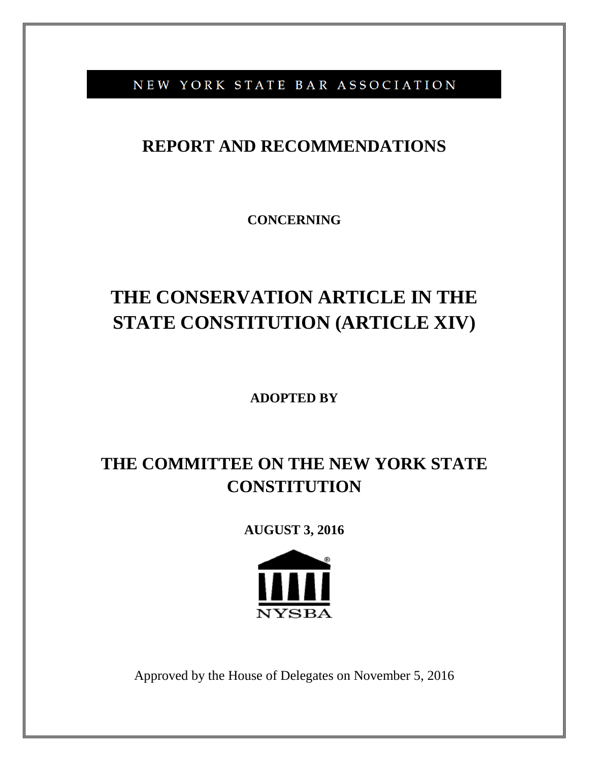NEW YORK STATE BAR ASSOCIATION

# REPORT AND RECOMMENDATIONS

**CONCERNING**

# THE CONSERVATION ARTICLE IN THE STATE CONSTITUTION (ARTICLE XIV)

**ADOPTED BY**

## THE COMMITTEE ON THE NEW YORK STATE CONSTITUTION

**AUGUST 3, 2016**

NYSBA

Approved by the House of Delegates on November 5, 2016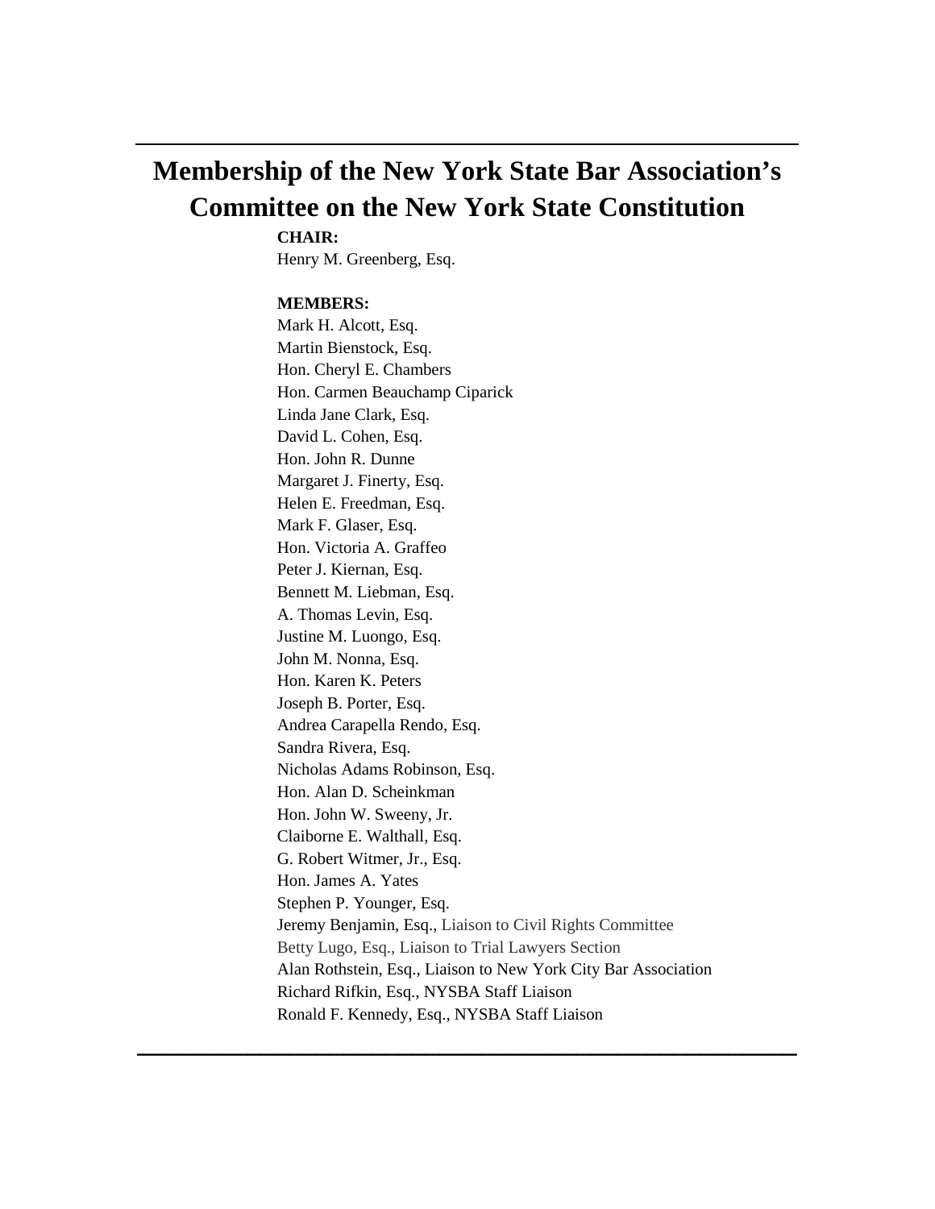# Membership of the New York State Bar Association's Committee on the New York State Constitution

**CHAIR:**

Henry M. Greenberg, Esq.

**MEMBERS:**

Mark H. Alcott, Esq.  
Martin Bienstock, Esq.  
Hon. Cheryl E. Chambers  
Hon. Carmen Beauchamp Ciparick  
Linda Jane Clark, Esq.  
David L. Cohen, Esq.  
Hon. John R. Dunne  
Margaret J. Finerty, Esq.  
Helen E. Freedman, Esq.  
Mark F. Glaser, Esq.  
Hon. Victoria A. Graffeo  
Peter J. Kiernan, Esq.  
Bennett M. Liebman, Esq.  
A. Thomas Levin, Esq.  
Justine M. Luongo, Esq.  
John M. Nonna, Esq.  
Hon. Karen K. Peters  
Joseph B. Porter, Esq.  
Andrea Carapella Rendo, Esq.  
Sandra Rivera, Esq.  
Nicholas Adams Robinson, Esq.  
Hon. Alan D. Scheinkman  
Hon. John W. Sweeny, Jr.  
Claiborne E. Walthall, Esq.  
G. Robert Witmer, Jr., Esq.  
Hon. James A. Yates  
Stephen P. Younger, Esq.  
Jeremy Benjamin, Esq., Liaison to Civil Rights Committee  
Betty Lugo, Esq., Liaison to Trial Lawyers Section  
Alan Rothstein, Esq., Liaison to New York City Bar Association  
Richard Rifkin, Esq., NYSBA Staff Liaison  
Ronald F. Kennedy, Esq., NYSBA Staff Liaison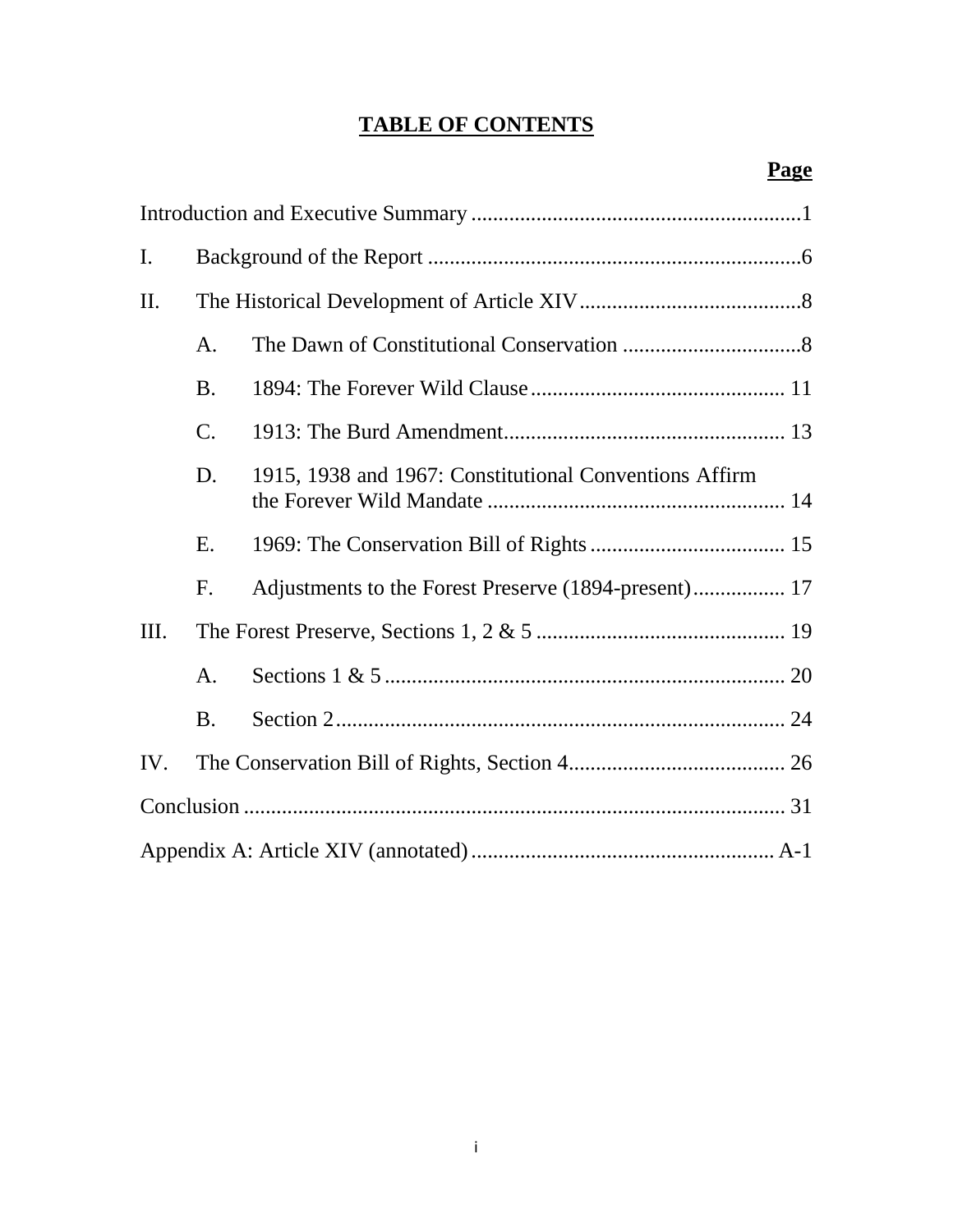# TABLE OF CONTENTS

| | Page |
|---|---|
| Introduction and Executive Summary | 1 |
| I. Background of the Report | 6 |
| II. The Historical Development of Article XIV | 8 |
| A. The Dawn of Constitutional Conservation | 8 |
| B. 1894: The Forever Wild Clause | 11 |
| C. 1913: The Burd Amendment | 13 |
| D. 1915, 1938 and 1967: Constitutional Conventions Affirm the Forever Wild Mandate | 14 |
| E. 1969: The Conservation Bill of Rights | 15 |
| F. Adjustments to the Forest Preserve (1894-present) | 17 |
| III. The Forest Preserve, Sections 1, 2 & 5 | 19 |
| A. Sections 1 & 5 | 20 |
| B. Section 2 | 24 |
| IV. The Conservation Bill of Rights, Section 4 | 26 |
| Conclusion | 31 |
| Appendix A: Article XIV (annotated) | A-1 |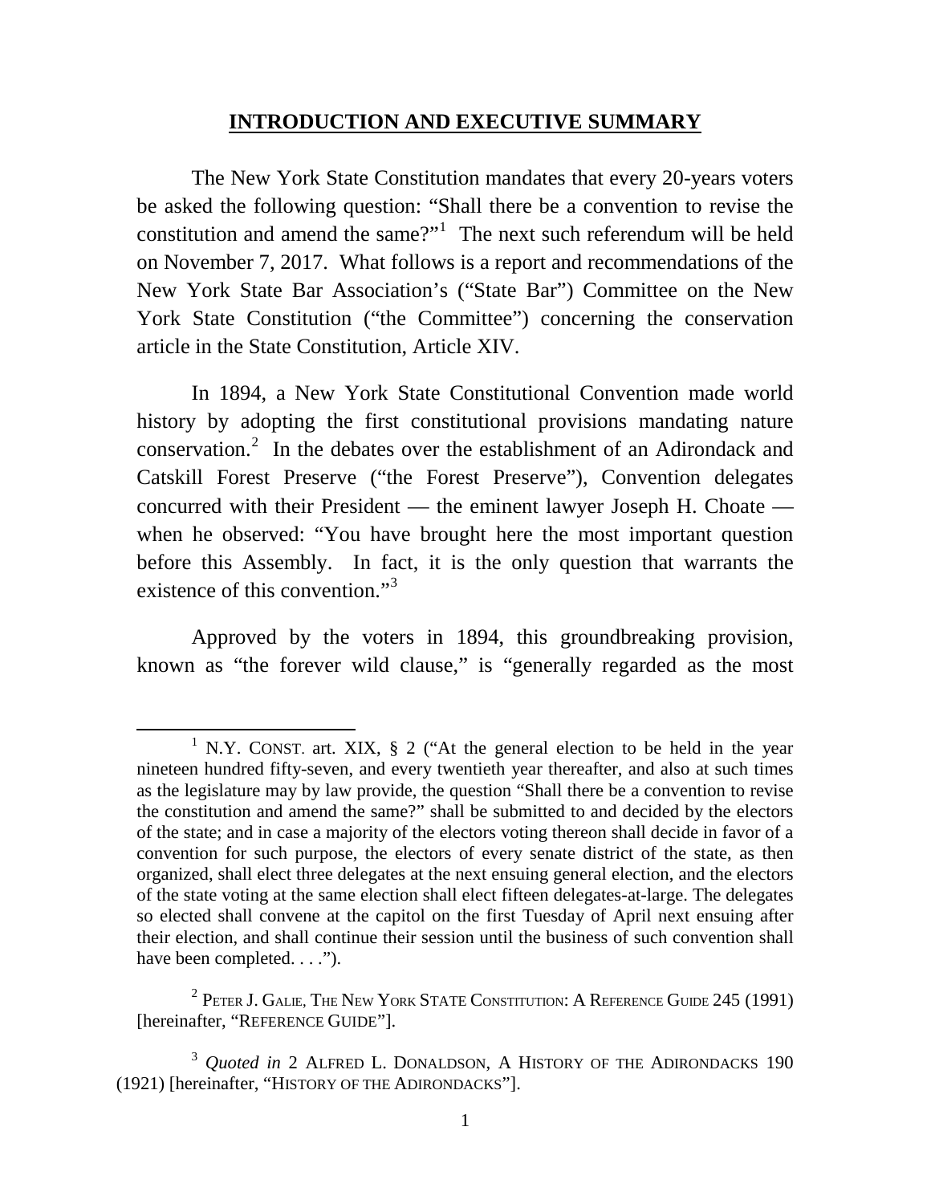## INTRODUCTION AND EXECUTIVE SUMMARY

The New York State Constitution mandates that every 20-years voters be asked the following question: "Shall there be a convention to revise the constitution and amend the same?"[1] The next such referendum will be held on November 7, 2017. What follows is a report and recommendations of the New York State Bar Association's ("State Bar") Committee on the New York State Constitution ("the Committee") concerning the conservation article in the State Constitution, Article XIV.

In 1894, a New York State Constitutional Convention made world history by adopting the first constitutional provisions mandating nature conservation.[2] In the debates over the establishment of an Adirondack and Catskill Forest Preserve ("the Forest Preserve"), Convention delegates concurred with their President — the eminent lawyer Joseph H. Choate — when he observed: "You have brought here the most important question before this Assembly. In fact, it is the only question that warrants the existence of this convention."[3]

Approved by the voters in 1894, this groundbreaking provision, known as "the forever wild clause," is "generally regarded as the most

---

[1] N.Y. CONST. art. XIX, § 2 ("At the general election to be held in the year nineteen hundred fifty-seven, and every twentieth year thereafter, and also at such times as the legislature may by law provide, the question "Shall there be a convention to revise the constitution and amend the same?" shall be submitted to and decided by the electors of the state; and in case a majority of the electors voting thereon shall decide in favor of a convention for such purpose, the electors of every senate district of the state, as then organized, shall elect three delegates at the next ensuing general election, and the electors of the state voting at the same election shall elect fifteen delegates-at-large. The delegates so elected shall convene at the capitol on the first Tuesday of April next ensuing after their election, and shall continue their session until the business of such convention shall have been completed. . . .").

[2] PETER J. GALIE, THE NEW YORK STATE CONSTITUTION: A REFERENCE GUIDE 245 (1991) [hereinafter, "REFERENCE GUIDE"].

[3] *Quoted in* 2 ALFRED L. DONALDSON, A HISTORY OF THE ADIRONDACKS 190 (1921) [hereinafter, "HISTORY OF THE ADIRONDACKS"].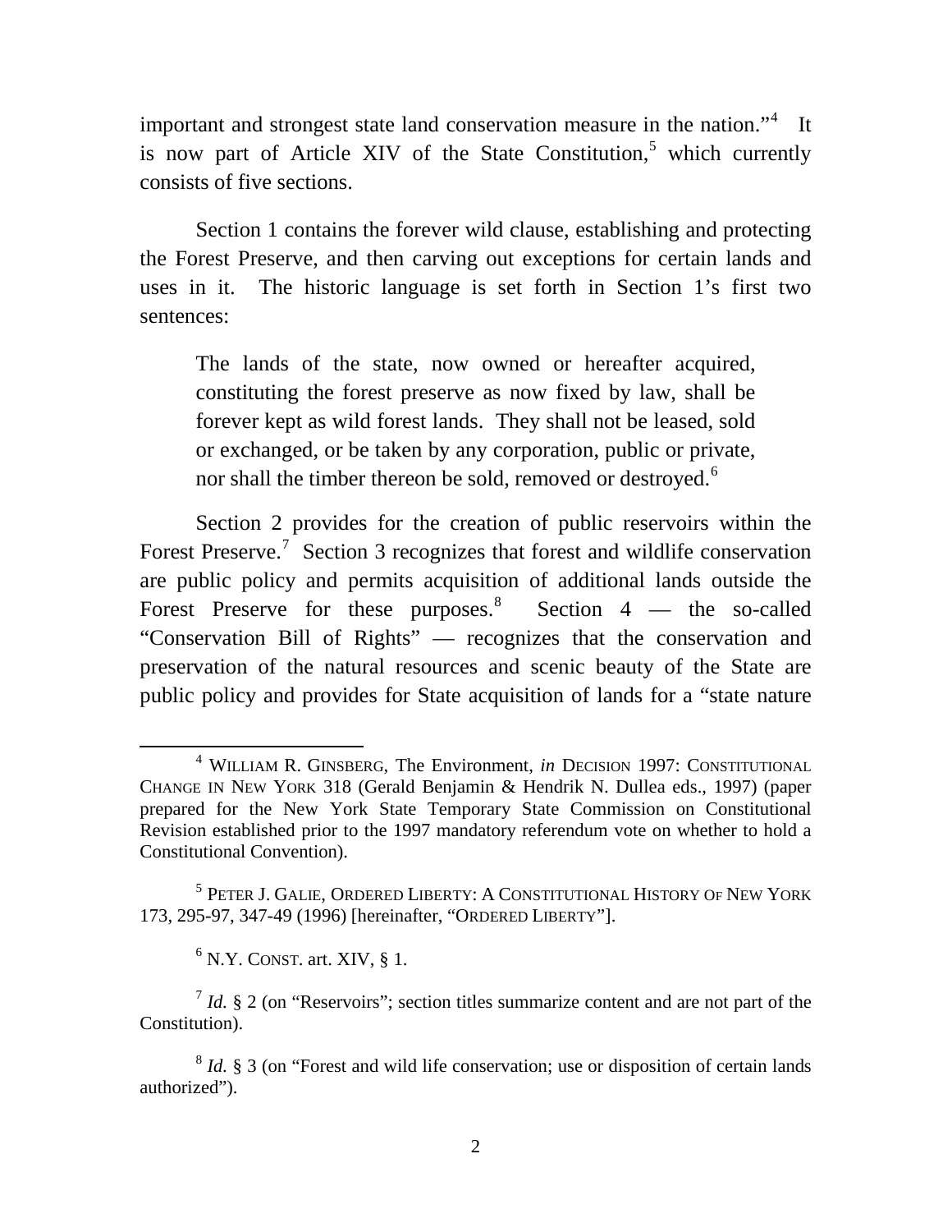important and strongest state land conservation measure in the nation."[4] It is now part of Article XIV of the State Constitution,[5] which currently consists of five sections.

Section 1 contains the forever wild clause, establishing and protecting the Forest Preserve, and then carving out exceptions for certain lands and uses in it. The historic language is set forth in Section 1's first two sentences:

> The lands of the state, now owned or hereafter acquired, constituting the forest preserve as now fixed by law, shall be forever kept as wild forest lands. They shall not be leased, sold or exchanged, or be taken by any corporation, public or private, nor shall the timber thereon be sold, removed or destroyed.[6]

Section 2 provides for the creation of public reservoirs within the Forest Preserve.[7] Section 3 recognizes that forest and wildlife conservation are public policy and permits acquisition of additional lands outside the Forest Preserve for these purposes.[8] Section 4 — the so-called "Conservation Bill of Rights" — recognizes that the conservation and preservation of the natural resources and scenic beauty of the State are public policy and provides for State acquisition of lands for a "state nature

---

[4] WILLIAM R. GINSBERG, The Environment, *in* DECISION 1997: CONSTITUTIONAL CHANGE IN NEW YORK 318 (Gerald Benjamin & Hendrik N. Dullea eds., 1997) (paper prepared for the New York State Temporary State Commission on Constitutional Revision established prior to the 1997 mandatory referendum vote on whether to hold a Constitutional Convention).

[5] PETER J. GALIE, ORDERED LIBERTY: A CONSTITUTIONAL HISTORY OF NEW YORK 173, 295-97, 347-49 (1996) [hereinafter, "ORDERED LIBERTY"].

[6] N.Y. CONST. art. XIV, § 1.

[7] *Id.* § 2 (on "Reservoirs"; section titles summarize content and are not part of the Constitution).

[8] *Id.* § 3 (on "Forest and wild life conservation; use or disposition of certain lands authorized").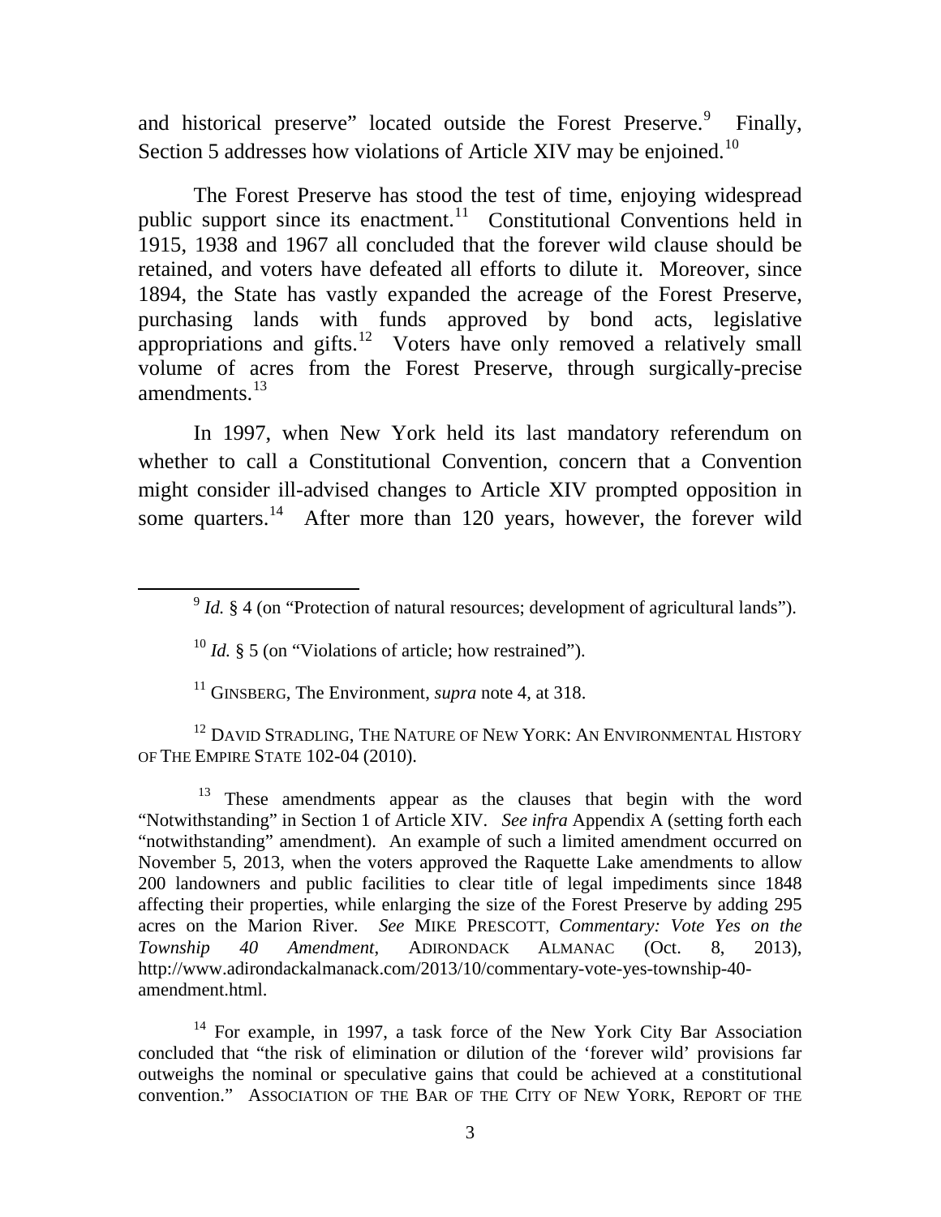and historical preserve" located outside the Forest Preserve.[9] Finally, Section 5 addresses how violations of Article XIV may be enjoined.[10]

The Forest Preserve has stood the test of time, enjoying widespread public support since its enactment.[11] Constitutional Conventions held in 1915, 1938 and 1967 all concluded that the forever wild clause should be retained, and voters have defeated all efforts to dilute it. Moreover, since 1894, the State has vastly expanded the acreage of the Forest Preserve, purchasing lands with funds approved by bond acts, legislative appropriations and gifts.[12] Voters have only removed a relatively small volume of acres from the Forest Preserve, through surgically-precise amendments.[13]

In 1997, when New York held its last mandatory referendum on whether to call a Constitutional Convention, concern that a Convention might consider ill-advised changes to Article XIV prompted opposition in some quarters.[14] After more than 120 years, however, the forever wild

---

[9] *Id.* § 4 (on "Protection of natural resources; development of agricultural lands").

[10] *Id.* § 5 (on "Violations of article; how restrained").

[11] GINSBERG, The Environment, *supra* note 4, at 318.

[12] DAVID STRADLING, THE NATURE OF NEW YORK: AN ENVIRONMENTAL HISTORY OF THE EMPIRE STATE 102-04 (2010).

[13] These amendments appear as the clauses that begin with the word "Notwithstanding" in Section 1 of Article XIV. *See infra* Appendix A (setting forth each "notwithstanding" amendment). An example of such a limited amendment occurred on November 5, 2013, when the voters approved the Raquette Lake amendments to allow 200 landowners and public facilities to clear title of legal impediments since 1848 affecting their properties, while enlarging the size of the Forest Preserve by adding 295 acres on the Marion River. *See* MIKE PRESCOTT, *Commentary: Vote Yes on the Township 40 Amendment*, ADIRONDACK ALMANAC (Oct. 8, 2013), http://www.adirondackalmanack.com/2013/10/commentary-vote-yes-township-40-amendment.html.

[14] For example, in 1997, a task force of the New York City Bar Association concluded that "the risk of elimination or dilution of the 'forever wild' provisions far outweighs the nominal or speculative gains that could be achieved at a constitutional convention." ASSOCIATION OF THE BAR OF THE CITY OF NEW YORK, REPORT OF THE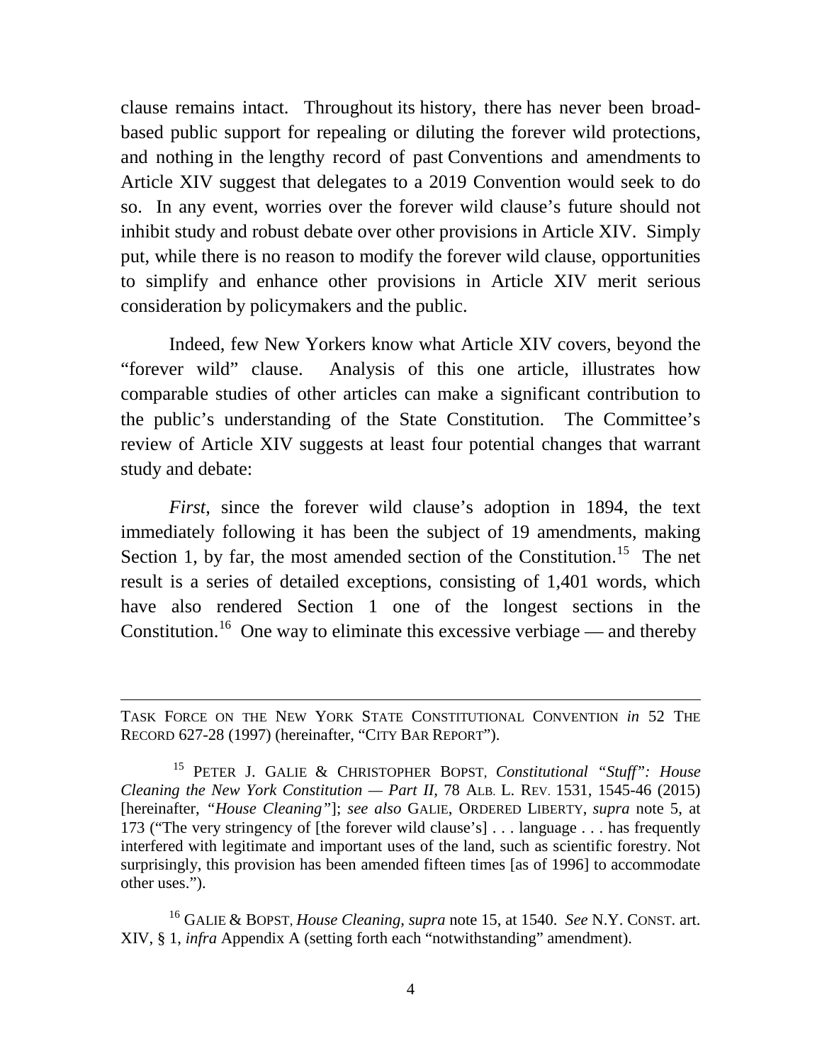clause remains intact. Throughout its history, there has never been broad-based public support for repealing or diluting the forever wild protections, and nothing in the lengthy record of past Conventions and amendments to Article XIV suggest that delegates to a 2019 Convention would seek to do so. In any event, worries over the forever wild clause's future should not inhibit study and robust debate over other provisions in Article XIV. Simply put, while there is no reason to modify the forever wild clause, opportunities to simplify and enhance other provisions in Article XIV merit serious consideration by policymakers and the public.

Indeed, few New Yorkers know what Article XIV covers, beyond the "forever wild" clause. Analysis of this one article, illustrates how comparable studies of other articles can make a significant contribution to the public's understanding of the State Constitution. The Committee's review of Article XIV suggests at least four potential changes that warrant study and debate:

*First*, since the forever wild clause's adoption in 1894, the text immediately following it has been the subject of 19 amendments, making Section 1, by far, the most amended section of the Constitution.[15] The net result is a series of detailed exceptions, consisting of 1,401 words, which have also rendered Section 1 one of the longest sections in the Constitution.[16] One way to eliminate this excessive verbiage — and thereby

---

TASK FORCE ON THE NEW YORK STATE CONSTITUTIONAL CONVENTION *in* 52 THE RECORD 627-28 (1997) (hereinafter, "CITY BAR REPORT").

[15] PETER J. GALIE & CHRISTOPHER BOPST, *Constitutional "Stuff": House Cleaning the New York Constitution — Part II*, 78 ALB. L. REV. 1531, 1545-46 (2015) [hereinafter, *"House Cleaning"*]; *see also* GALIE, ORDERED LIBERTY, *supra* note 5, at 173 ("The very stringency of [the forever wild clause's] . . . language . . . has frequently interfered with legitimate and important uses of the land, such as scientific forestry. Not surprisingly, this provision has been amended fifteen times [as of 1996] to accommodate other uses.").

[16] GALIE & BOPST, *House Cleaning*, *supra* note 15, at 1540. *See* N.Y. CONST. art. XIV, § 1, *infra* Appendix A (setting forth each "notwithstanding" amendment).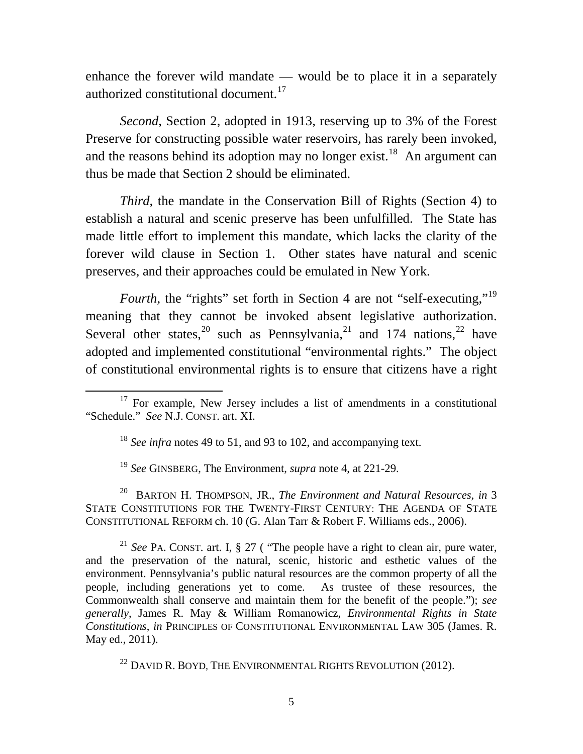enhance the forever wild mandate — would be to place it in a separately authorized constitutional document.[17]

*Second*, Section 2, adopted in 1913, reserving up to 3% of the Forest Preserve for constructing possible water reservoirs, has rarely been invoked, and the reasons behind its adoption may no longer exist.[18] An argument can thus be made that Section 2 should be eliminated.

*Third,* the mandate in the Conservation Bill of Rights (Section 4) to establish a natural and scenic preserve has been unfulfilled. The State has made little effort to implement this mandate, which lacks the clarity of the forever wild clause in Section 1. Other states have natural and scenic preserves, and their approaches could be emulated in New York.

*Fourth,* the "rights" set forth in Section 4 are not "self-executing,"[19] meaning that they cannot be invoked absent legislative authorization. Several other states,[20] such as Pennsylvania,[21] and 174 nations,[22] have adopted and implemented constitutional "environmental rights." The object of constitutional environmental rights is to ensure that citizens have a right

---

[17] For example, New Jersey includes a list of amendments in a constitutional "Schedule." *See* N.J. CONST. art. XI.

[18] *See infra* notes 49 to 51, and 93 to 102, and accompanying text.

[19] *See* GINSBERG, The Environment, *supra* note 4, at 221-29.

[20] BARTON H. THOMPSON, JR., *The Environment and Natural Resources*, *in* 3 STATE CONSTITUTIONS FOR THE TWENTY-FIRST CENTURY: THE AGENDA OF STATE CONSTITUTIONAL REFORM ch. 10 (G. Alan Tarr & Robert F. Williams eds., 2006).

[21] *See* PA. CONST. art. I, § 27 ( "The people have a right to clean air, pure water, and the preservation of the natural, scenic, historic and esthetic values of the environment. Pennsylvania's public natural resources are the common property of all the people, including generations yet to come. As trustee of these resources, the Commonwealth shall conserve and maintain them for the benefit of the people."); *see generally*, James R. May & William Romanowicz, *Environmental Rights in State Constitutions*, *in* PRINCIPLES OF CONSTITUTIONAL ENVIRONMENTAL LAW 305 (James. R. May ed., 2011).

[22] DAVID R. BOYD, THE ENVIRONMENTAL RIGHTS REVOLUTION (2012).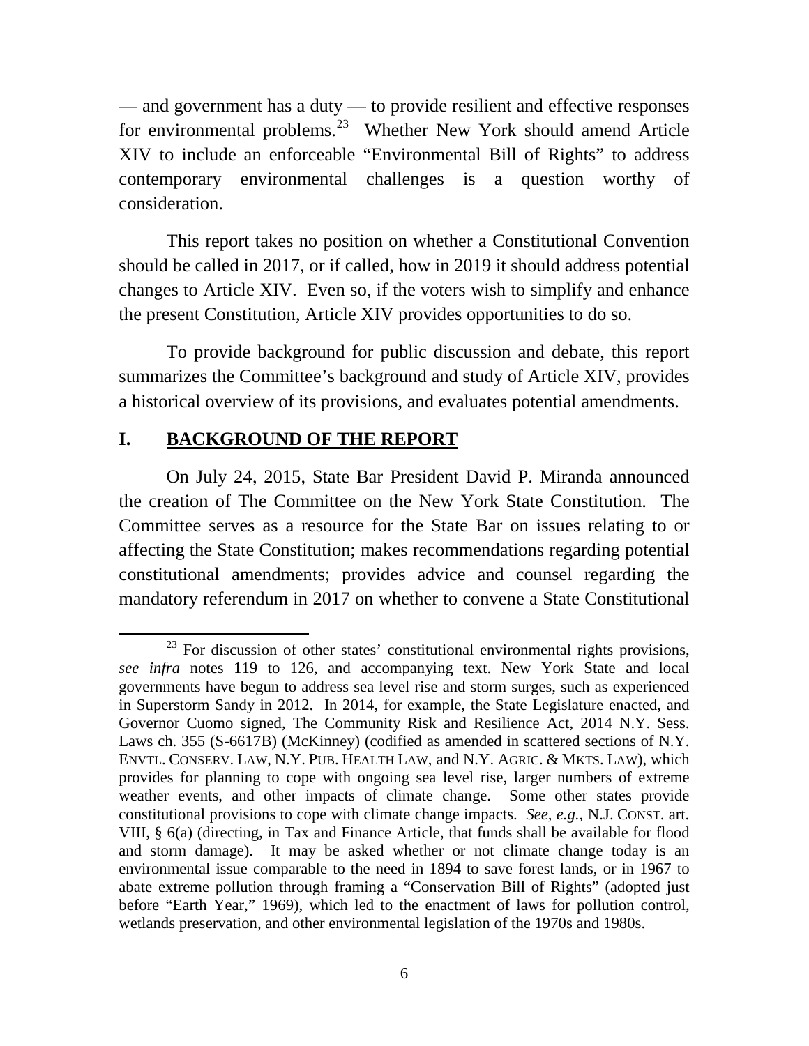— and government has a duty — to provide resilient and effective responses for environmental problems.[23] Whether New York should amend Article XIV to include an enforceable "Environmental Bill of Rights" to address contemporary environmental challenges is a question worthy of consideration.

This report takes no position on whether a Constitutional Convention should be called in 2017, or if called, how in 2019 it should address potential changes to Article XIV. Even so, if the voters wish to simplify and enhance the present Constitution, Article XIV provides opportunities to do so.

To provide background for public discussion and debate, this report summarizes the Committee's background and study of Article XIV, provides a historical overview of its provisions, and evaluates potential amendments.

## I. BACKGROUND OF THE REPORT

On July 24, 2015, State Bar President David P. Miranda announced the creation of The Committee on the New York State Constitution. The Committee serves as a resource for the State Bar on issues relating to or affecting the State Constitution; makes recommendations regarding potential constitutional amendments; provides advice and counsel regarding the mandatory referendum in 2017 on whether to convene a State Constitutional

---

[23] For discussion of other states' constitutional environmental rights provisions, *see infra* notes 119 to 126, and accompanying text. New York State and local governments have begun to address sea level rise and storm surges, such as experienced in Superstorm Sandy in 2012. In 2014, for example, the State Legislature enacted, and Governor Cuomo signed, The Community Risk and Resilience Act, 2014 N.Y. Sess. Laws ch. 355 (S-6617B) (McKinney) (codified as amended in scattered sections of N.Y. ENVTL. CONSERV. LAW, N.Y. PUB. HEALTH LAW, and N.Y. AGRIC. & MKTS. LAW), which provides for planning to cope with ongoing sea level rise, larger numbers of extreme weather events, and other impacts of climate change. Some other states provide constitutional provisions to cope with climate change impacts. *See, e.g.,* N.J. CONST. art. VIII, § 6(a) (directing, in Tax and Finance Article, that funds shall be available for flood and storm damage). It may be asked whether or not climate change today is an environmental issue comparable to the need in 1894 to save forest lands, or in 1967 to abate extreme pollution through framing a "Conservation Bill of Rights" (adopted just before "Earth Year," 1969), which led to the enactment of laws for pollution control, wetlands preservation, and other environmental legislation of the 1970s and 1980s.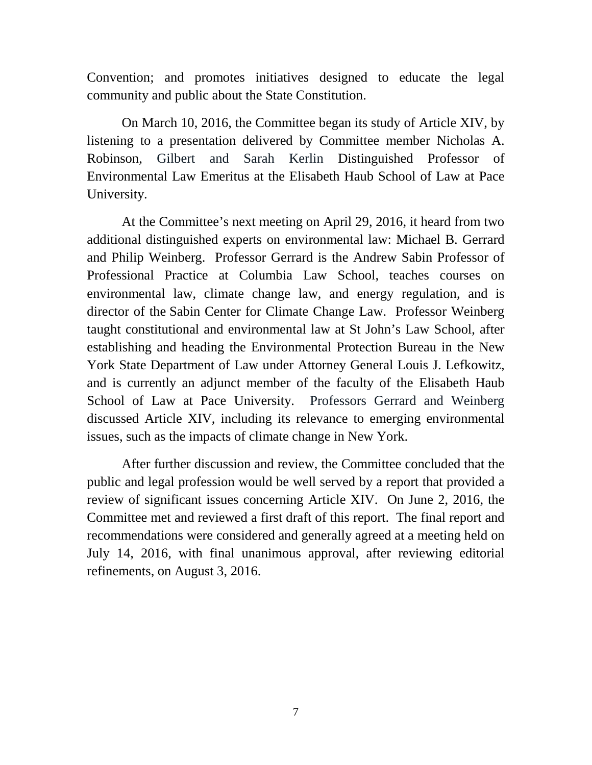Convention; and promotes initiatives designed to educate the legal community and public about the State Constitution.

On March 10, 2016, the Committee began its study of Article XIV, by listening to a presentation delivered by Committee member Nicholas A. Robinson, Gilbert and Sarah Kerlin Distinguished Professor of Environmental Law Emeritus at the Elisabeth Haub School of Law at Pace University.

At the Committee's next meeting on April 29, 2016, it heard from two additional distinguished experts on environmental law: Michael B. Gerrard and Philip Weinberg. Professor Gerrard is the Andrew Sabin Professor of Professional Practice at Columbia Law School, teaches courses on environmental law, climate change law, and energy regulation, and is director of the Sabin Center for Climate Change Law. Professor Weinberg taught constitutional and environmental law at St John's Law School, after establishing and heading the Environmental Protection Bureau in the New York State Department of Law under Attorney General Louis J. Lefkowitz, and is currently an adjunct member of the faculty of the Elisabeth Haub School of Law at Pace University. Professors Gerrard and Weinberg discussed Article XIV, including its relevance to emerging environmental issues, such as the impacts of climate change in New York.

After further discussion and review, the Committee concluded that the public and legal profession would be well served by a report that provided a review of significant issues concerning Article XIV. On June 2, 2016, the Committee met and reviewed a first draft of this report. The final report and recommendations were considered and generally agreed at a meeting held on July 14, 2016, with final unanimous approval, after reviewing editorial refinements, on August 3, 2016.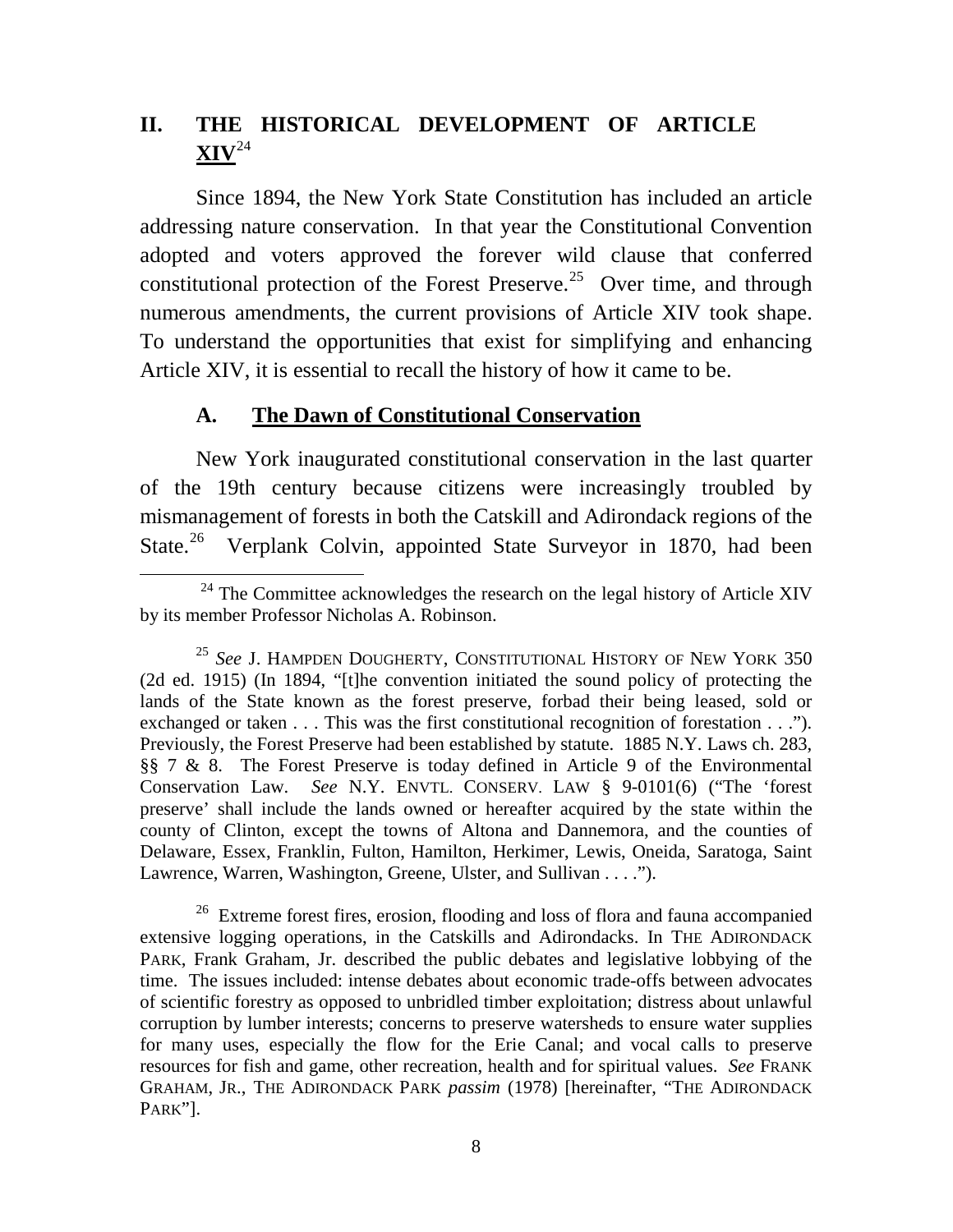## II. THE HISTORICAL DEVELOPMENT OF ARTICLE XIV[24]

Since 1894, the New York State Constitution has included an article addressing nature conservation. In that year the Constitutional Convention adopted and voters approved the forever wild clause that conferred constitutional protection of the Forest Preserve.[25] Over time, and through numerous amendments, the current provisions of Article XIV took shape. To understand the opportunities that exist for simplifying and enhancing Article XIV, it is essential to recall the history of how it came to be.

### A. The Dawn of Constitutional Conservation

New York inaugurated constitutional conservation in the last quarter of the 19th century because citizens were increasingly troubled by mismanagement of forests in both the Catskill and Adirondack regions of the State.[26] Verplank Colvin, appointed State Surveyor in 1870, had been

---

[24] The Committee acknowledges the research on the legal history of Article XIV by its member Professor Nicholas A. Robinson.

[25] *See* J. HAMPDEN DOUGHERTY, CONSTITUTIONAL HISTORY OF NEW YORK 350 (2d ed. 1915) (In 1894, "[t]he convention initiated the sound policy of protecting the lands of the State known as the forest preserve, forbad their being leased, sold or exchanged or taken . . . This was the first constitutional recognition of forestation . . ."). Previously, the Forest Preserve had been established by statute. 1885 N.Y. Laws ch. 283, §§ 7 & 8. The Forest Preserve is today defined in Article 9 of the Environmental Conservation Law. *See* N.Y. ENVTL. CONSERV. LAW § 9-0101(6) ("The 'forest preserve' shall include the lands owned or hereafter acquired by the state within the county of Clinton, except the towns of Altona and Dannemora, and the counties of Delaware, Essex, Franklin, Fulton, Hamilton, Herkimer, Lewis, Oneida, Saratoga, Saint Lawrence, Warren, Washington, Greene, Ulster, and Sullivan . . . .").

[26] Extreme forest fires, erosion, flooding and loss of flora and fauna accompanied extensive logging operations, in the Catskills and Adirondacks. In THE ADIRONDACK PARK, Frank Graham, Jr. described the public debates and legislative lobbying of the time. The issues included: intense debates about economic trade-offs between advocates of scientific forestry as opposed to unbridled timber exploitation; distress about unlawful corruption by lumber interests; concerns to preserve watersheds to ensure water supplies for many uses, especially the flow for the Erie Canal; and vocal calls to preserve resources for fish and game, other recreation, health and for spiritual values. *See* FRANK GRAHAM, JR., THE ADIRONDACK PARK *passim* (1978) [hereinafter, "THE ADIRONDACK PARK"].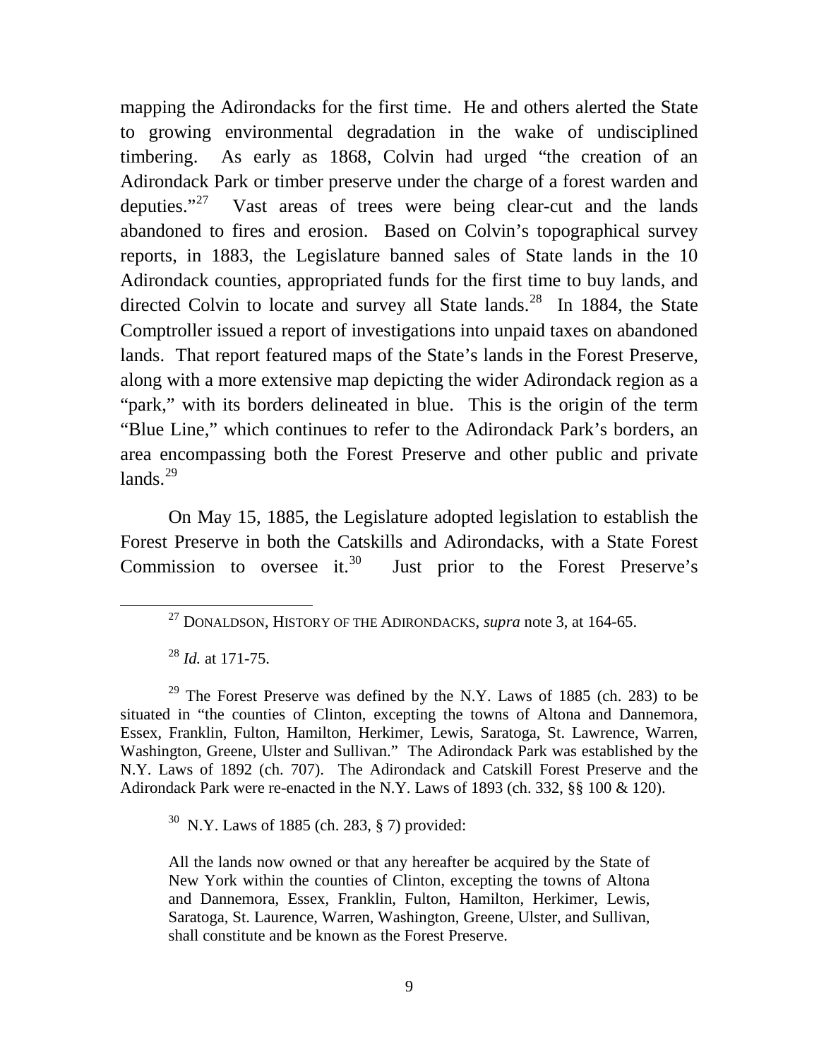mapping the Adirondacks for the first time. He and others alerted the State to growing environmental degradation in the wake of undisciplined timbering. As early as 1868, Colvin had urged "the creation of an Adirondack Park or timber preserve under the charge of a forest warden and deputies."[27] Vast areas of trees were being clear-cut and the lands abandoned to fires and erosion. Based on Colvin's topographical survey reports, in 1883, the Legislature banned sales of State lands in the 10 Adirondack counties, appropriated funds for the first time to buy lands, and directed Colvin to locate and survey all State lands.[28] In 1884, the State Comptroller issued a report of investigations into unpaid taxes on abandoned lands. That report featured maps of the State's lands in the Forest Preserve, along with a more extensive map depicting the wider Adirondack region as a "park," with its borders delineated in blue. This is the origin of the term "Blue Line," which continues to refer to the Adirondack Park's borders, an area encompassing both the Forest Preserve and other public and private lands.[29]

On May 15, 1885, the Legislature adopted legislation to establish the Forest Preserve in both the Catskills and Adirondacks, with a State Forest Commission to oversee it.[30] Just prior to the Forest Preserve's

---

[27] DONALDSON, HISTORY OF THE ADIRONDACKS, *supra* note 3, at 164-65.

[28] *Id.* at 171-75.

[29] The Forest Preserve was defined by the N.Y. Laws of 1885 (ch. 283) to be situated in "the counties of Clinton, excepting the towns of Altona and Dannemora, Essex, Franklin, Fulton, Hamilton, Herkimer, Lewis, Saratoga, St. Lawrence, Warren, Washington, Greene, Ulster and Sullivan." The Adirondack Park was established by the N.Y. Laws of 1892 (ch. 707). The Adirondack and Catskill Forest Preserve and the Adirondack Park were re-enacted in the N.Y. Laws of 1893 (ch. 332, §§ 100 & 120).

[30] N.Y. Laws of 1885 (ch. 283, § 7) provided:

> All the lands now owned or that any hereafter be acquired by the State of New York within the counties of Clinton, excepting the towns of Altona and Dannemora, Essex, Franklin, Fulton, Hamilton, Herkimer, Lewis, Saratoga, St. Laurence, Warren, Washington, Greene, Ulster, and Sullivan, shall constitute and be known as the Forest Preserve.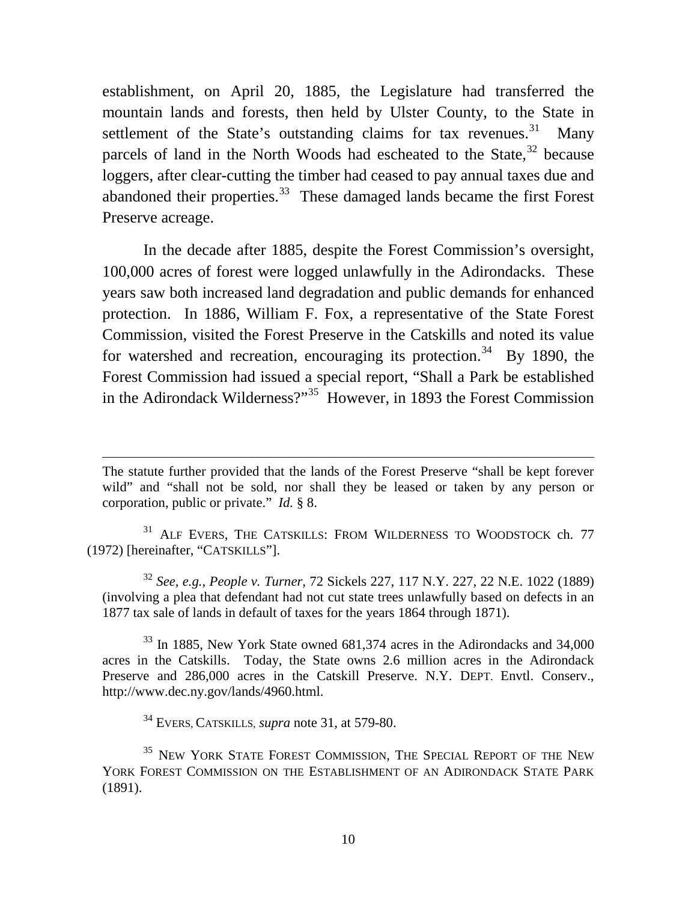establishment, on April 20, 1885, the Legislature had transferred the mountain lands and forests, then held by Ulster County, to the State in settlement of the State's outstanding claims for tax revenues.[31] Many parcels of land in the North Woods had escheated to the State,[32] because loggers, after clear-cutting the timber had ceased to pay annual taxes due and abandoned their properties.[33] These damaged lands became the first Forest Preserve acreage.

In the decade after 1885, despite the Forest Commission's oversight, 100,000 acres of forest were logged unlawfully in the Adirondacks. These years saw both increased land degradation and public demands for enhanced protection. In 1886, William F. Fox, a representative of the State Forest Commission, visited the Forest Preserve in the Catskills and noted its value for watershed and recreation, encouraging its protection.[34] By 1890, the Forest Commission had issued a special report, "Shall a Park be established in the Adirondack Wilderness?"[35] However, in 1893 the Forest Commission

---

The statute further provided that the lands of the Forest Preserve "shall be kept forever wild" and "shall not be sold, nor shall they be leased or taken by any person or corporation, public or private." *Id.* § 8.

[31] ALF EVERS, THE CATSKILLS: FROM WILDERNESS TO WOODSTOCK ch. 77 (1972) [hereinafter, "CATSKILLS"].

[32] *See, e.g.*, *People v. Turner*, 72 Sickels 227, 117 N.Y. 227, 22 N.E. 1022 (1889) (involving a plea that defendant had not cut state trees unlawfully based on defects in an 1877 tax sale of lands in default of taxes for the years 1864 through 1871).

[33] In 1885, New York State owned 681,374 acres in the Adirondacks and 34,000 acres in the Catskills. Today, the State owns 2.6 million acres in the Adirondack Preserve and 286,000 acres in the Catskill Preserve. N.Y. DEPT. Envtl. Conserv., http://www.dec.ny.gov/lands/4960.html.

[34] EVERS, CATSKILLS, *supra* note 31, at 579-80.

[35] NEW YORK STATE FOREST COMMISSION, THE SPECIAL REPORT OF THE NEW YORK FOREST COMMISSION ON THE ESTABLISHMENT OF AN ADIRONDACK STATE PARK (1891).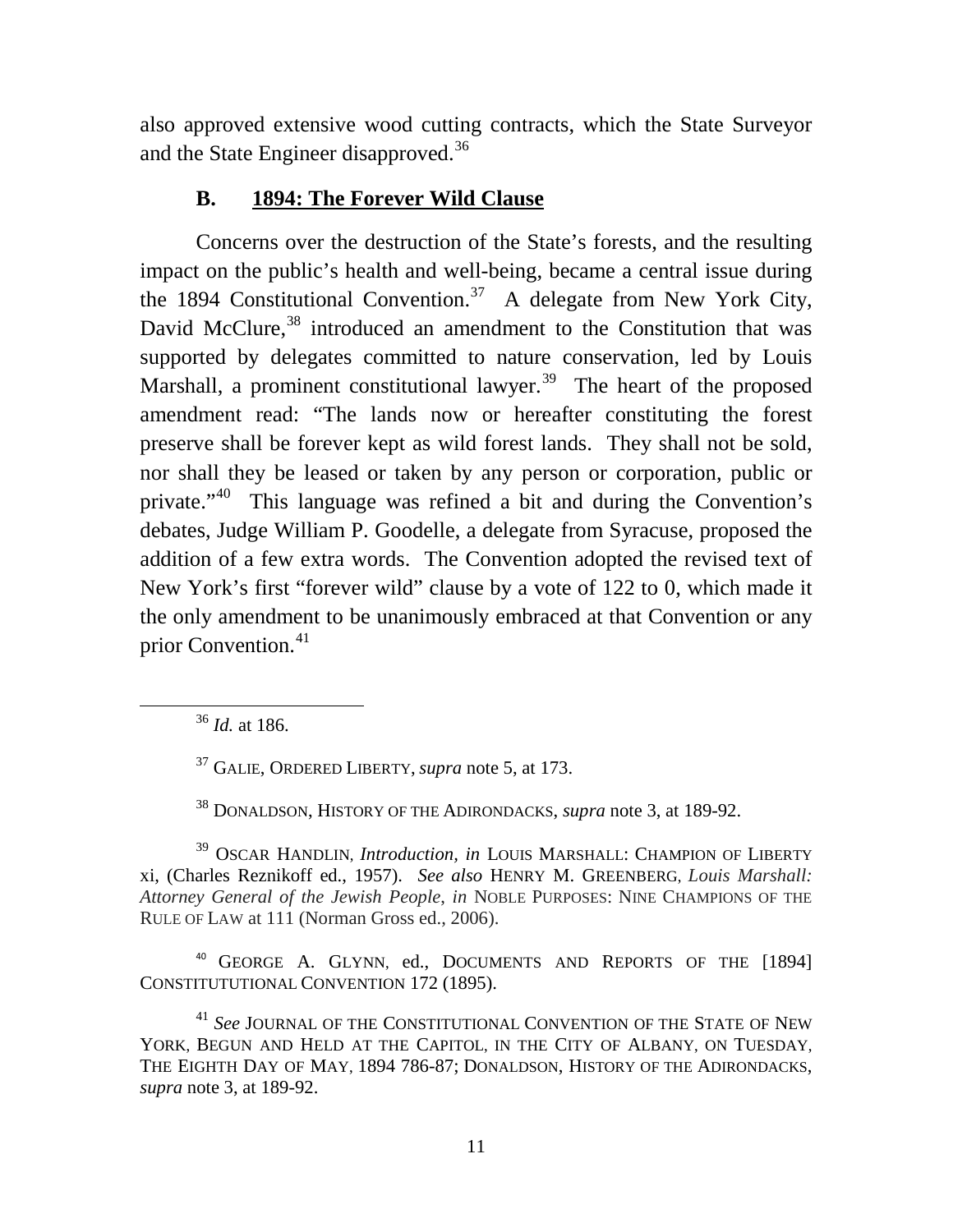also approved extensive wood cutting contracts, which the State Surveyor and the State Engineer disapproved.[36]

### B. 1894: The Forever Wild Clause

Concerns over the destruction of the State's forests, and the resulting impact on the public's health and well-being, became a central issue during the 1894 Constitutional Convention.[37] A delegate from New York City, David McClure,[38] introduced an amendment to the Constitution that was supported by delegates committed to nature conservation, led by Louis Marshall, a prominent constitutional lawyer.[39] The heart of the proposed amendment read: "The lands now or hereafter constituting the forest preserve shall be forever kept as wild forest lands. They shall not be sold, nor shall they be leased or taken by any person or corporation, public or private."[40] This language was refined a bit and during the Convention's debates, Judge William P. Goodelle, a delegate from Syracuse, proposed the addition of a few extra words. The Convention adopted the revised text of New York's first "forever wild" clause by a vote of 122 to 0, which made it the only amendment to be unanimously embraced at that Convention or any prior Convention.[41]

---

[36] *Id.* at 186.

[37] GALIE, ORDERED LIBERTY, *supra* note 5, at 173.

[38] DONALDSON, HISTORY OF THE ADIRONDACKS, *supra* note 3, at 189-92.

[39] OSCAR HANDLIN, *Introduction*, *in* LOUIS MARSHALL: CHAMPION OF LIBERTY xi, (Charles Reznikoff ed., 1957). *See also* HENRY M. GREENBERG, *Louis Marshall: Attorney General of the Jewish People*, *in* NOBLE PURPOSES: NINE CHAMPIONS OF THE RULE OF LAW at 111 (Norman Gross ed., 2006).

[40] GEORGE A. GLYNN, ed., DOCUMENTS AND REPORTS OF THE [1894] CONSTITUTUTIONAL CONVENTION 172 (1895).

[41] *See* JOURNAL OF THE CONSTITUTIONAL CONVENTION OF THE STATE OF NEW YORK, BEGUN AND HELD AT THE CAPITOL, IN THE CITY OF ALBANY, ON TUESDAY, THE EIGHTH DAY OF MAY, 1894 786-87; DONALDSON, HISTORY OF THE ADIRONDACKS, *supra* note 3, at 189-92.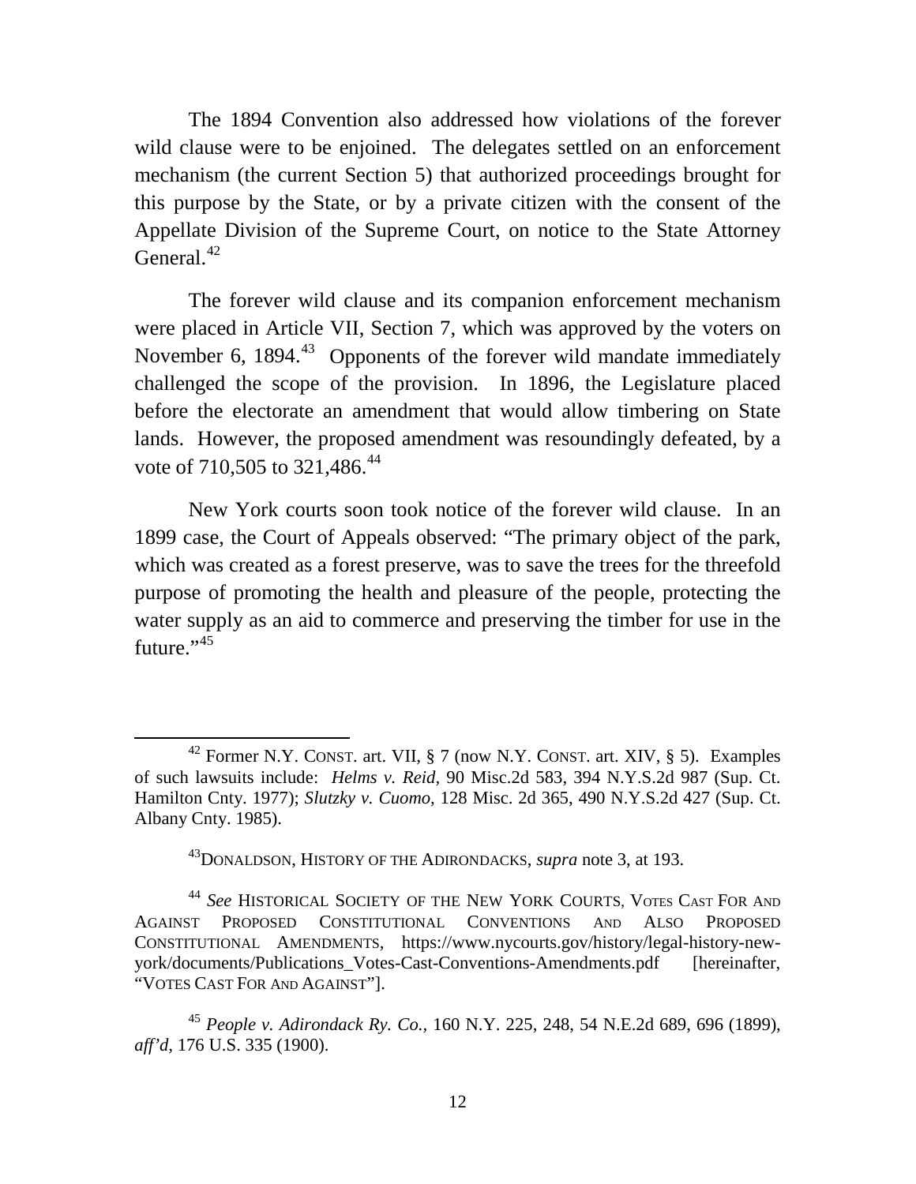The 1894 Convention also addressed how violations of the forever wild clause were to be enjoined. The delegates settled on an enforcement mechanism (the current Section 5) that authorized proceedings brought for this purpose by the State, or by a private citizen with the consent of the Appellate Division of the Supreme Court, on notice to the State Attorney General.[42]

The forever wild clause and its companion enforcement mechanism were placed in Article VII, Section 7, which was approved by the voters on November 6, 1894.[43] Opponents of the forever wild mandate immediately challenged the scope of the provision. In 1896, the Legislature placed before the electorate an amendment that would allow timbering on State lands. However, the proposed amendment was resoundingly defeated, by a vote of 710,505 to 321,486.[44]

New York courts soon took notice of the forever wild clause. In an 1899 case, the Court of Appeals observed: "The primary object of the park, which was created as a forest preserve, was to save the trees for the threefold purpose of promoting the health and pleasure of the people, protecting the water supply as an aid to commerce and preserving the timber for use in the future."[45]

---

[42] Former N.Y. CONST. art. VII, § 7 (now N.Y. CONST. art. XIV, § 5). Examples of such lawsuits include: *Helms v. Reid*, 90 Misc.2d 583, 394 N.Y.S.2d 987 (Sup. Ct. Hamilton Cnty. 1977); *Slutzky v. Cuomo*, 128 Misc. 2d 365, 490 N.Y.S.2d 427 (Sup. Ct. Albany Cnty. 1985).

[43] DONALDSON, HISTORY OF THE ADIRONDACKS, *supra* note 3, at 193.

[44] *See* HISTORICAL SOCIETY OF THE NEW YORK COURTS, VOTES CAST FOR AND AGAINST PROPOSED CONSTITUTIONAL CONVENTIONS AND ALSO PROPOSED CONSTITUTIONAL AMENDMENTS, https://www.nycourts.gov/history/legal-history-new-york/documents/Publications_Votes-Cast-Conventions-Amendments.pdf [hereinafter, "VOTES CAST FOR AND AGAINST"].

[45] *People v. Adirondack Ry. Co.*, 160 N.Y. 225, 248, 54 N.E.2d 689, 696 (1899), *aff'd*, 176 U.S. 335 (1900).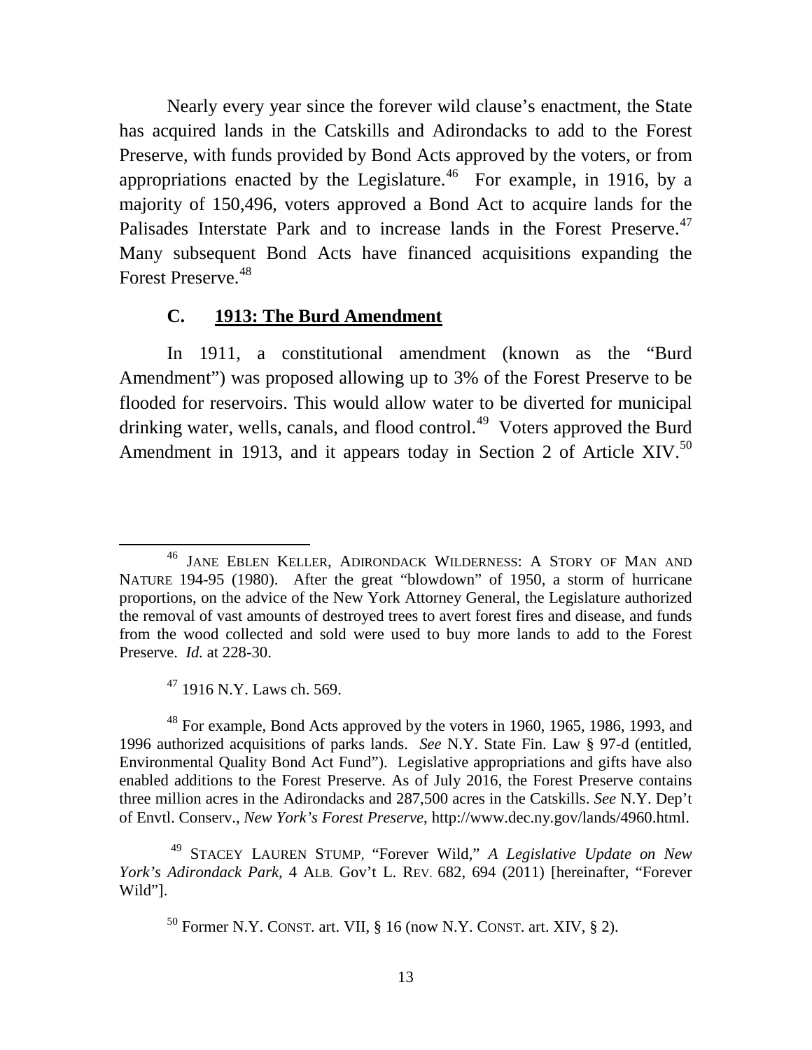Nearly every year since the forever wild clause's enactment, the State has acquired lands in the Catskills and Adirondacks to add to the Forest Preserve, with funds provided by Bond Acts approved by the voters, or from appropriations enacted by the Legislature.[46] For example, in 1916, by a majority of 150,496, voters approved a Bond Act to acquire lands for the Palisades Interstate Park and to increase lands in the Forest Preserve.[47] Many subsequent Bond Acts have financed acquisitions expanding the Forest Preserve.[48]

### C. <u>1913: The Burd Amendment</u>

In 1911, a constitutional amendment (known as the "Burd Amendment") was proposed allowing up to 3% of the Forest Preserve to be flooded for reservoirs. This would allow water to be diverted for municipal drinking water, wells, canals, and flood control.[49] Voters approved the Burd Amendment in 1913, and it appears today in Section 2 of Article XIV.[50]

---

[46] JANE EBLEN KELLER, ADIRONDACK WILDERNESS: A STORY OF MAN AND NATURE 194-95 (1980). After the great "blowdown" of 1950, a storm of hurricane proportions, on the advice of the New York Attorney General, the Legislature authorized the removal of vast amounts of destroyed trees to avert forest fires and disease, and funds from the wood collected and sold were used to buy more lands to add to the Forest Preserve. *Id.* at 228-30.

[47] 1916 N.Y. Laws ch. 569.

[48] For example, Bond Acts approved by the voters in 1960, 1965, 1986, 1993, and 1996 authorized acquisitions of parks lands. *See* N.Y. State Fin. Law § 97-d (entitled, Environmental Quality Bond Act Fund"). Legislative appropriations and gifts have also enabled additions to the Forest Preserve. As of July 2016, the Forest Preserve contains three million acres in the Adirondacks and 287,500 acres in the Catskills. *See* N.Y. Dep't of Envtl. Conserv., *New York's Forest Preserve*, http://www.dec.ny.gov/lands/4960.html.

[49] STACEY LAUREN STUMP, "Forever Wild," *A Legislative Update on New York's Adirondack Park*, 4 ALB. Gov't L. REV. 682, 694 (2011) [hereinafter, "Forever Wild"].

[50] Former N.Y. CONST. art. VII, § 16 (now N.Y. CONST. art. XIV, § 2).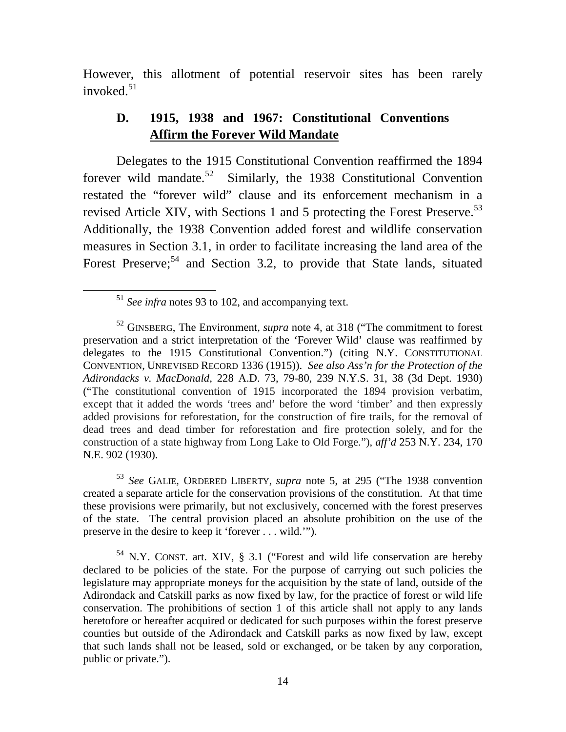However, this allotment of potential reservoir sites has been rarely invoked.[51]

### D. 1915, 1938 and 1967: Constitutional Conventions <u>Affirm the Forever Wild Mandate</u>

Delegates to the 1915 Constitutional Convention reaffirmed the 1894 forever wild mandate.[52] Similarly, the 1938 Constitutional Convention restated the "forever wild" clause and its enforcement mechanism in a revised Article XIV, with Sections 1 and 5 protecting the Forest Preserve.[53] Additionally, the 1938 Convention added forest and wildlife conservation measures in Section 3.1, in order to facilitate increasing the land area of the Forest Preserve;[54] and Section 3.2, to provide that State lands, situated

---

[51] *See infra* notes 93 to 102, and accompanying text.

[52] GINSBERG, The Environment, *supra* note 4, at 318 ("The commitment to forest preservation and a strict interpretation of the 'Forever Wild' clause was reaffirmed by delegates to the 1915 Constitutional Convention.") (citing N.Y. CONSTITUTIONAL CONVENTION, UNREVISED RECORD 1336 (1915)). *See also Ass'n for the Protection of the Adirondacks v. MacDonald*, 228 A.D. 73, 79-80, 239 N.Y.S. 31, 38 (3d Dept. 1930) ("The constitutional convention of 1915 incorporated the 1894 provision verbatim, except that it added the words 'trees and' before the word 'timber' and then expressly added provisions for reforestation, for the construction of fire trails, for the removal of dead trees and dead timber for reforestation and fire protection solely, and for the construction of a state highway from Long Lake to Old Forge."), *aff'd* 253 N.Y. 234, 170 N.E. 902 (1930).

[53] *See* GALIE, ORDERED LIBERTY, *supra* note 5, at 295 ("The 1938 convention created a separate article for the conservation provisions of the constitution. At that time these provisions were primarily, but not exclusively, concerned with the forest preserves of the state. The central provision placed an absolute prohibition on the use of the preserve in the desire to keep it 'forever . . . wild.'").

[54] N.Y. CONST. art. XIV, § 3.1 ("Forest and wild life conservation are hereby declared to be policies of the state. For the purpose of carrying out such policies the legislature may appropriate moneys for the acquisition by the state of land, outside of the Adirondack and Catskill parks as now fixed by law, for the practice of forest or wild life conservation. The prohibitions of section 1 of this article shall not apply to any lands heretofore or hereafter acquired or dedicated for such purposes within the forest preserve counties but outside of the Adirondack and Catskill parks as now fixed by law, except that such lands shall not be leased, sold or exchanged, or be taken by any corporation, public or private.").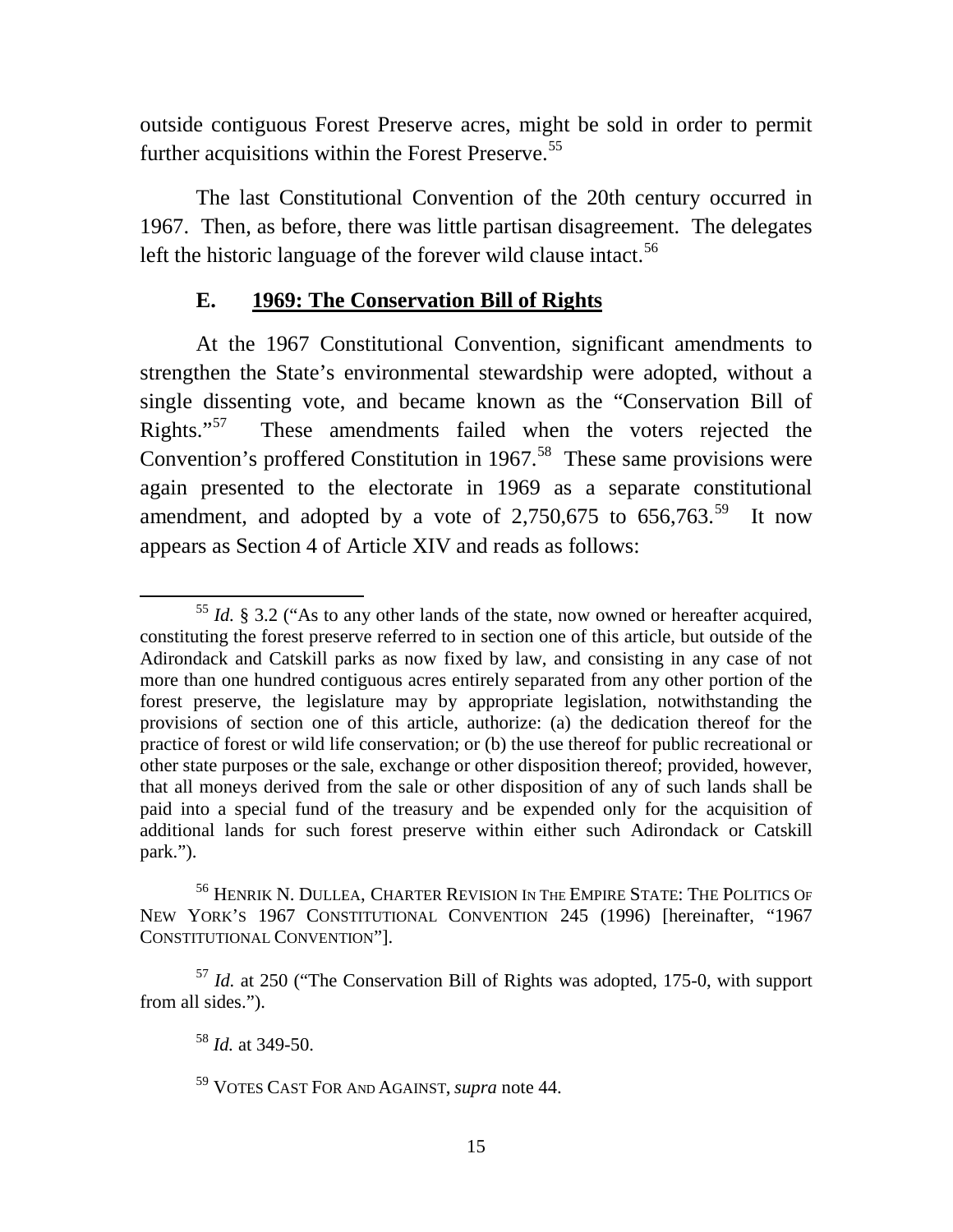outside contiguous Forest Preserve acres, might be sold in order to permit further acquisitions within the Forest Preserve.[55]

The last Constitutional Convention of the 20th century occurred in 1967. Then, as before, there was little partisan disagreement. The delegates left the historic language of the forever wild clause intact.[56]

### E. 1969: The Conservation Bill of Rights

At the 1967 Constitutional Convention, significant amendments to strengthen the State's environmental stewardship were adopted, without a single dissenting vote, and became known as the "Conservation Bill of Rights."[57] These amendments failed when the voters rejected the Convention's proffered Constitution in 1967.[58] These same provisions were again presented to the electorate in 1969 as a separate constitutional amendment, and adopted by a vote of 2,750,675 to 656,763.[59] It now appears as Section 4 of Article XIV and reads as follows:

---

[55] *Id.* § 3.2 ("As to any other lands of the state, now owned or hereafter acquired, constituting the forest preserve referred to in section one of this article, but outside of the Adirondack and Catskill parks as now fixed by law, and consisting in any case of not more than one hundred contiguous acres entirely separated from any other portion of the forest preserve, the legislature may by appropriate legislation, notwithstanding the provisions of section one of this article, authorize: (a) the dedication thereof for the practice of forest or wild life conservation; or (b) the use thereof for public recreational or other state purposes or the sale, exchange or other disposition thereof; provided, however, that all moneys derived from the sale or other disposition of any of such lands shall be paid into a special fund of the treasury and be expended only for the acquisition of additional lands for such forest preserve within either such Adirondack or Catskill park.").

[56] HENRIK N. DULLEA, CHARTER REVISION IN THE EMPIRE STATE: THE POLITICS OF NEW YORK'S 1967 CONSTITUTIONAL CONVENTION 245 (1996) [hereinafter, "1967 CONSTITUTIONAL CONVENTION"].

[57] *Id.* at 250 ("The Conservation Bill of Rights was adopted, 175-0, with support from all sides.").

[58] *Id.* at 349-50.

[59] VOTES CAST FOR AND AGAINST, *supra* note 44.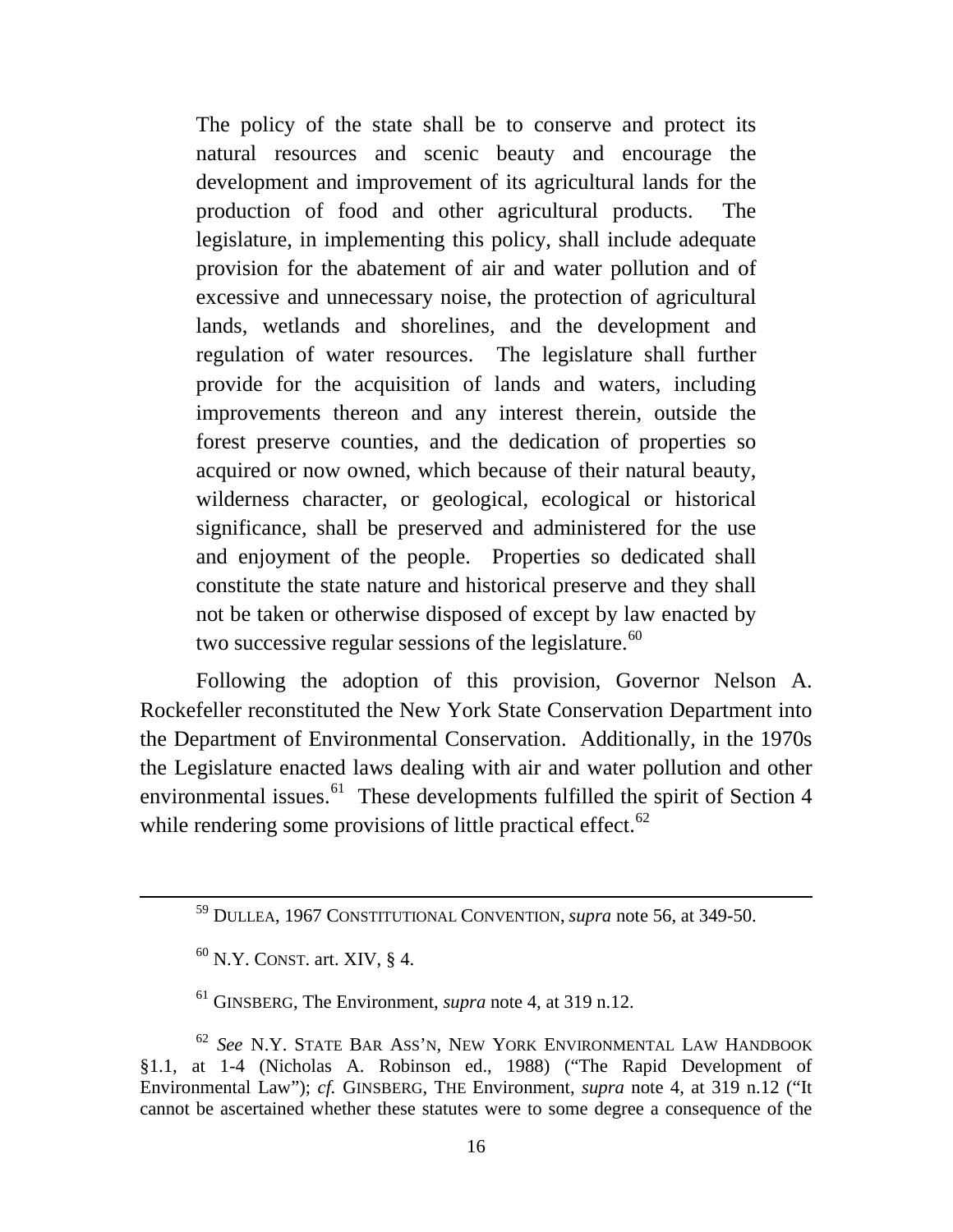> The policy of the state shall be to conserve and protect its natural resources and scenic beauty and encourage the development and improvement of its agricultural lands for the production of food and other agricultural products. The legislature, in implementing this policy, shall include adequate provision for the abatement of air and water pollution and of excessive and unnecessary noise, the protection of agricultural lands, wetlands and shorelines, and the development and regulation of water resources. The legislature shall further provide for the acquisition of lands and waters, including improvements thereon and any interest therein, outside the forest preserve counties, and the dedication of properties so acquired or now owned, which because of their natural beauty, wilderness character, or geological, ecological or historical significance, shall be preserved and administered for the use and enjoyment of the people. Properties so dedicated shall constitute the state nature and historical preserve and they shall not be taken or otherwise disposed of except by law enacted by two successive regular sessions of the legislature.[60]

Following the adoption of this provision, Governor Nelson A. Rockefeller reconstituted the New York State Conservation Department into the Department of Environmental Conservation. Additionally, in the 1970s the Legislature enacted laws dealing with air and water pollution and other environmental issues.[61] These developments fulfilled the spirit of Section 4 while rendering some provisions of little practical effect.[62]

---

[59] DULLEA, 1967 CONSTITUTIONAL CONVENTION, *supra* note 56, at 349-50.

[60] N.Y. CONST. art. XIV, § 4.

[61] GINSBERG, The Environment, *supra* note 4, at 319 n.12.

[62] *See* N.Y. STATE BAR ASS'N, NEW YORK ENVIRONMENTAL LAW HANDBOOK §1.1, at 1-4 (Nicholas A. Robinson ed., 1988) ("The Rapid Development of Environmental Law"); *cf.* GINSBERG, THE Environment, *supra* note 4, at 319 n.12 ("It cannot be ascertained whether these statutes were to some degree a consequence of the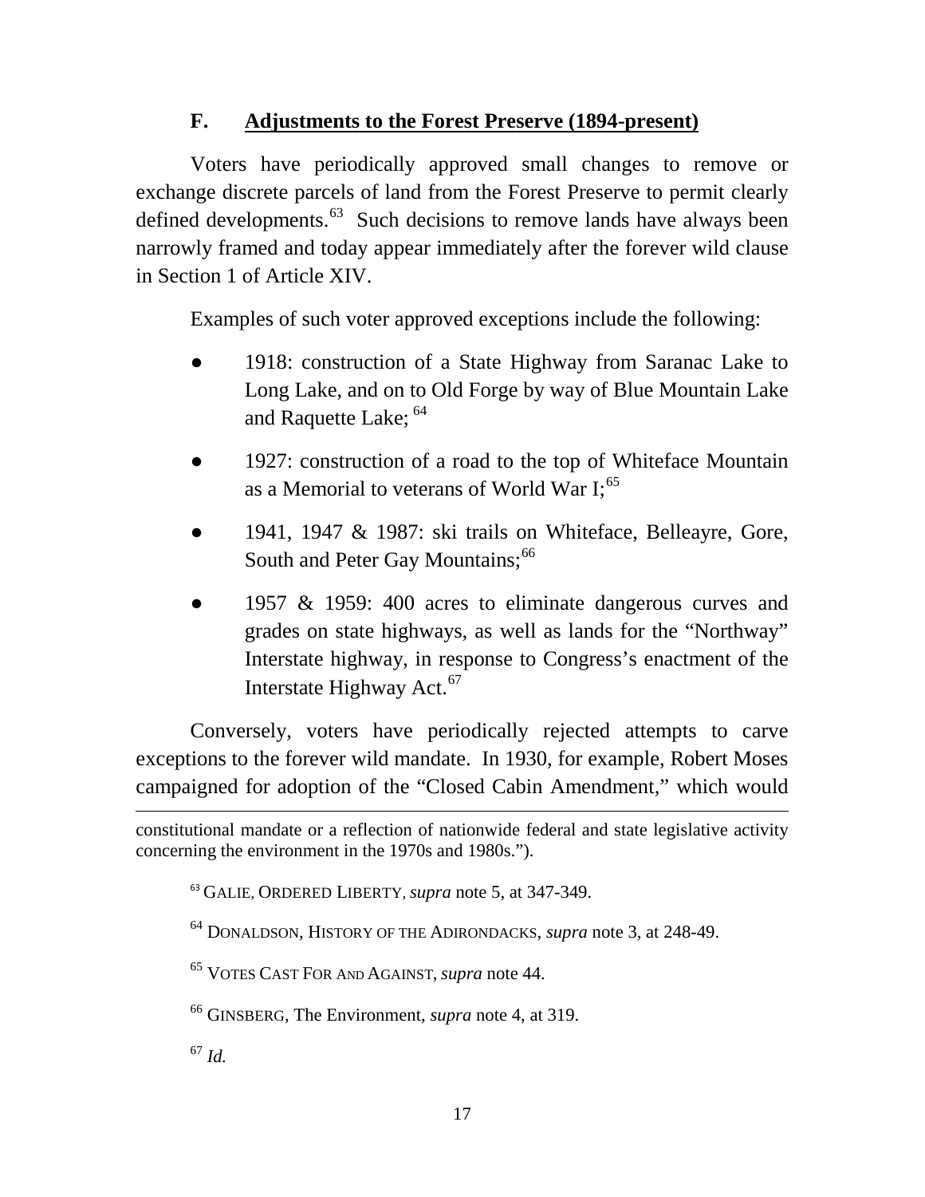### F. Adjustments to the Forest Preserve (1894-present)

Voters have periodically approved small changes to remove or exchange discrete parcels of land from the Forest Preserve to permit clearly defined developments.[63] Such decisions to remove lands have always been narrowly framed and today appear immediately after the forever wild clause in Section 1 of Article XIV.

Examples of such voter approved exceptions include the following:

- 1918: construction of a State Highway from Saranac Lake to Long Lake, and on to Old Forge by way of Blue Mountain Lake and Raquette Lake; [64]
- 1927: construction of a road to the top of Whiteface Mountain as a Memorial to veterans of World War I;[65]
- 1941, 1947 & 1987: ski trails on Whiteface, Belleayre, Gore, South and Peter Gay Mountains;[66]
- 1957 & 1959: 400 acres to eliminate dangerous curves and grades on state highways, as well as lands for the "Northway" Interstate highway, in response to Congress's enactment of the Interstate Highway Act.[67]

Conversely, voters have periodically rejected attempts to carve exceptions to the forever wild mandate. In 1930, for example, Robert Moses campaigned for adoption of the "Closed Cabin Amendment," which would

---

constitutional mandate or a reflection of nationwide federal and state legislative activity concerning the environment in the 1970s and 1980s.").

[63] GALIE, ORDERED LIBERTY, *supra* note 5, at 347-349.

[64] DONALDSON, HISTORY OF THE ADIRONDACKS, *supra* note 3, at 248-49.

[65] VOTES CAST FOR AND AGAINST, *supra* note 44.

[66] GINSBERG, The Environment, *supra* note 4, at 319.

[67] *Id.*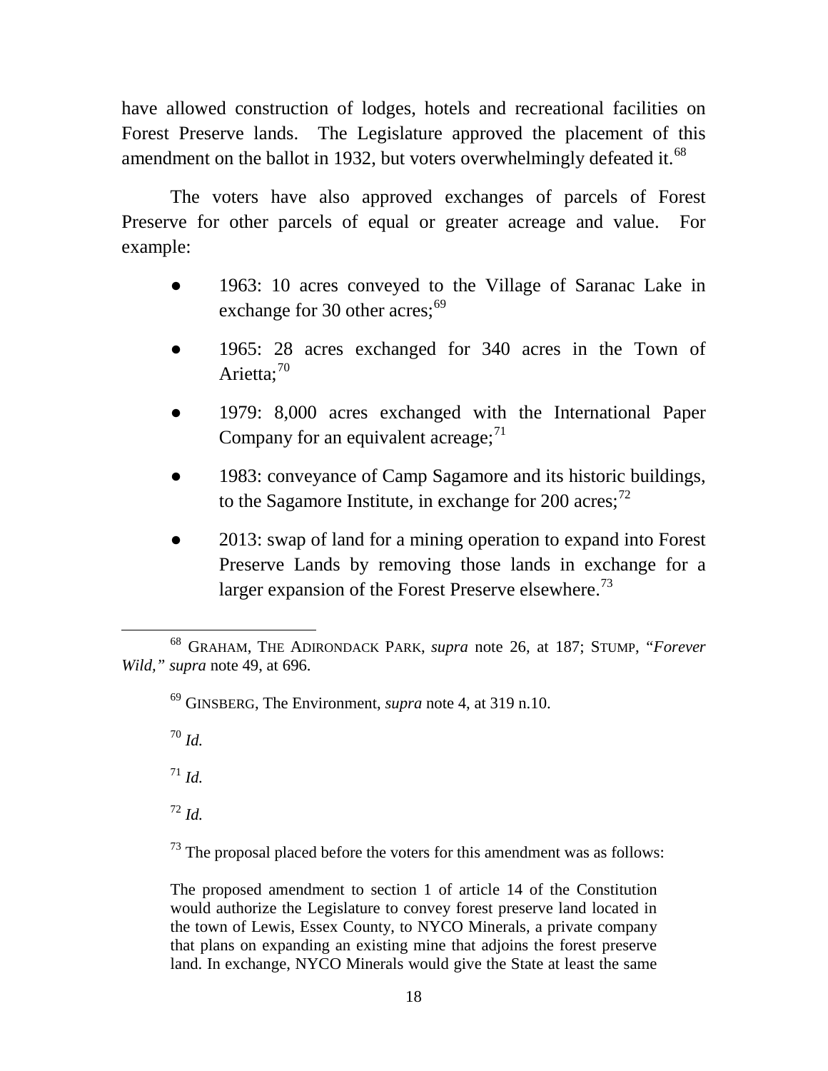have allowed construction of lodges, hotels and recreational facilities on Forest Preserve lands. The Legislature approved the placement of this amendment on the ballot in 1932, but voters overwhelmingly defeated it.[68]

The voters have also approved exchanges of parcels of Forest Preserve for other parcels of equal or greater acreage and value. For example:

- 1963: 10 acres conveyed to the Village of Saranac Lake in exchange for 30 other acres;[69]
- 1965: 28 acres exchanged for 340 acres in the Town of Arietta;[70]
- 1979: 8,000 acres exchanged with the International Paper Company for an equivalent acreage;[71]
- 1983: conveyance of Camp Sagamore and its historic buildings, to the Sagamore Institute, in exchange for 200 acres;[72]
- 2013: swap of land for a mining operation to expand into Forest Preserve Lands by removing those lands in exchange for a larger expansion of the Forest Preserve elsewhere.[73]

---

[68] GRAHAM, THE ADIRONDACK PARK, *supra* note 26, at 187; STUMP, "*Forever Wild,*" *supra* note 49, at 696.

[69] GINSBERG, The Environment, *supra* note 4, at 319 n.10.

[70] *Id.*

[71] *Id.*

[72] *Id.*

[73] The proposal placed before the voters for this amendment was as follows:

> The proposed amendment to section 1 of article 14 of the Constitution would authorize the Legislature to convey forest preserve land located in the town of Lewis, Essex County, to NYCO Minerals, a private company that plans on expanding an existing mine that adjoins the forest preserve land. In exchange, NYCO Minerals would give the State at least the same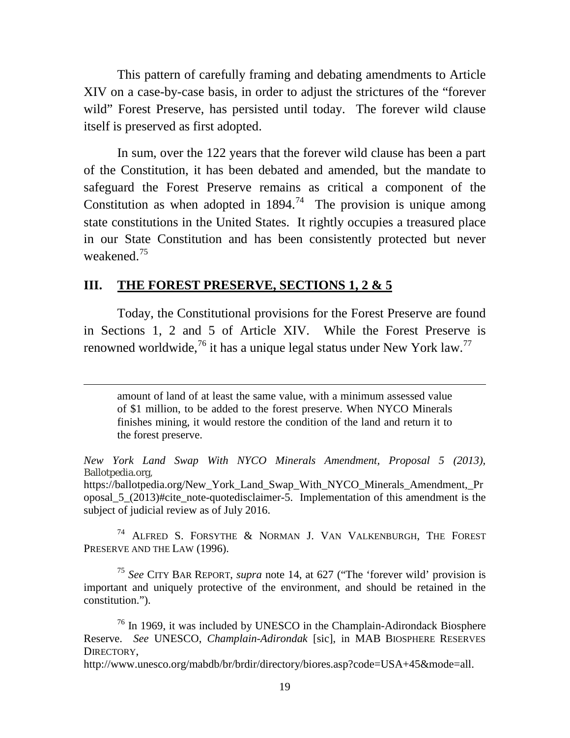This pattern of carefully framing and debating amendments to Article XIV on a case-by-case basis, in order to adjust the strictures of the "forever wild" Forest Preserve, has persisted until today. The forever wild clause itself is preserved as first adopted.

In sum, over the 122 years that the forever wild clause has been a part of the Constitution, it has been debated and amended, but the mandate to safeguard the Forest Preserve remains as critical a component of the Constitution as when adopted in 1894.[74] The provision is unique among state constitutions in the United States. It rightly occupies a treasured place in our State Constitution and has been consistently protected but never weakened.[75]

## III. THE FOREST PRESERVE, SECTIONS 1, 2 & 5

Today, the Constitutional provisions for the Forest Preserve are found in Sections 1, 2 and 5 of Article XIV. While the Forest Preserve is renowned worldwide,[76] it has a unique legal status under New York law.[77]

---

> amount of land of at least the same value, with a minimum assessed value of $1 million, to be added to the forest preserve. When NYCO Minerals finishes mining, it would restore the condition of the land and return it to the forest preserve.

*New York Land Swap With NYCO Minerals Amendment, Proposal 5 (2013)*, Ballotpedia.org, https://ballotpedia.org/New_York_Land_Swap_With_NYCO_Minerals_Amendment,_Proposal_5_(2013)#cite_note-quotedisclaimer-5. Implementation of this amendment is the subject of judicial review as of July 2016.

[74] ALFRED S. FORSYTHE & NORMAN J. VAN VALKENBURGH, THE FOREST PRESERVE AND THE LAW (1996).

[75] *See* CITY BAR REPORT, *supra* note 14, at 627 ("The 'forever wild' provision is important and uniquely protective of the environment, and should be retained in the constitution.").

[76] In 1969, it was included by UNESCO in the Champlain-Adirondack Biosphere Reserve. *See* UNESCO, *Champlain-Adirondak* [sic], in MAB BIOSPHERE RESERVES DIRECTORY, http://www.unesco.org/mabdb/br/brdir/directory/biores.asp?code=USA+45&mode=all.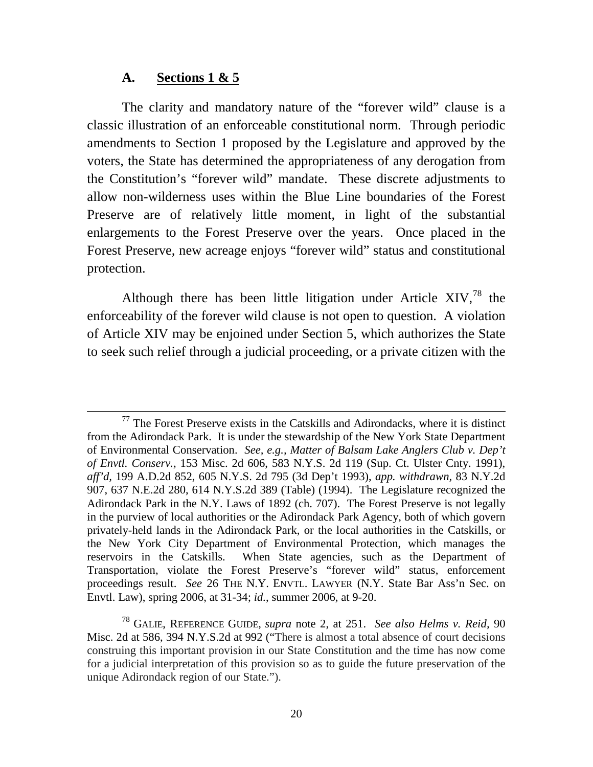### A. <u>Sections 1 & 5</u>

The clarity and mandatory nature of the "forever wild" clause is a classic illustration of an enforceable constitutional norm. Through periodic amendments to Section 1 proposed by the Legislature and approved by the voters, the State has determined the appropriateness of any derogation from the Constitution's "forever wild" mandate. These discrete adjustments to allow non-wilderness uses within the Blue Line boundaries of the Forest Preserve are of relatively little moment, in light of the substantial enlargements to the Forest Preserve over the years. Once placed in the Forest Preserve, new acreage enjoys "forever wild" status and constitutional protection.

Although there has been little litigation under Article XIV,[78] the enforceability of the forever wild clause is not open to question. A violation of Article XIV may be enjoined under Section 5, which authorizes the State to seek such relief through a judicial proceeding, or a private citizen with the

---

[77] The Forest Preserve exists in the Catskills and Adirondacks, where it is distinct from the Adirondack Park. It is under the stewardship of the New York State Department of Environmental Conservation. *See, e.g., Matter of Balsam Lake Anglers Club v. Dep't of Envtl. Conserv.*, 153 Misc. 2d 606, 583 N.Y.S. 2d 119 (Sup. Ct. Ulster Cnty. 1991), *aff'd*, 199 A.D.2d 852, 605 N.Y.S. 2d 795 (3d Dep't 1993), *app. withdrawn*, 83 N.Y.2d 907, 637 N.E.2d 280, 614 N.Y.S.2d 389 (Table) (1994). The Legislature recognized the Adirondack Park in the N.Y. Laws of 1892 (ch. 707). The Forest Preserve is not legally in the purview of local authorities or the Adirondack Park Agency, both of which govern privately-held lands in the Adirondack Park, or the local authorities in the Catskills, or the New York City Department of Environmental Protection, which manages the reservoirs in the Catskills. When State agencies, such as the Department of Transportation, violate the Forest Preserve's "forever wild" status, enforcement proceedings result. *See* 26 THE N.Y. ENVTL. LAWYER (N.Y. State Bar Ass'n Sec. on Envtl. Law), spring 2006, at 31-34; *id.*, summer 2006, at 9-20.

[78] GALIE, REFERENCE GUIDE, *supra* note 2, at 251. *See also Helms v. Reid*, 90 Misc. 2d at 586, 394 N.Y.S.2d at 992 ("There is almost a total absence of court decisions construing this important provision in our State Constitution and the time has now come for a judicial interpretation of this provision so as to guide the future preservation of the unique Adirondack region of our State.").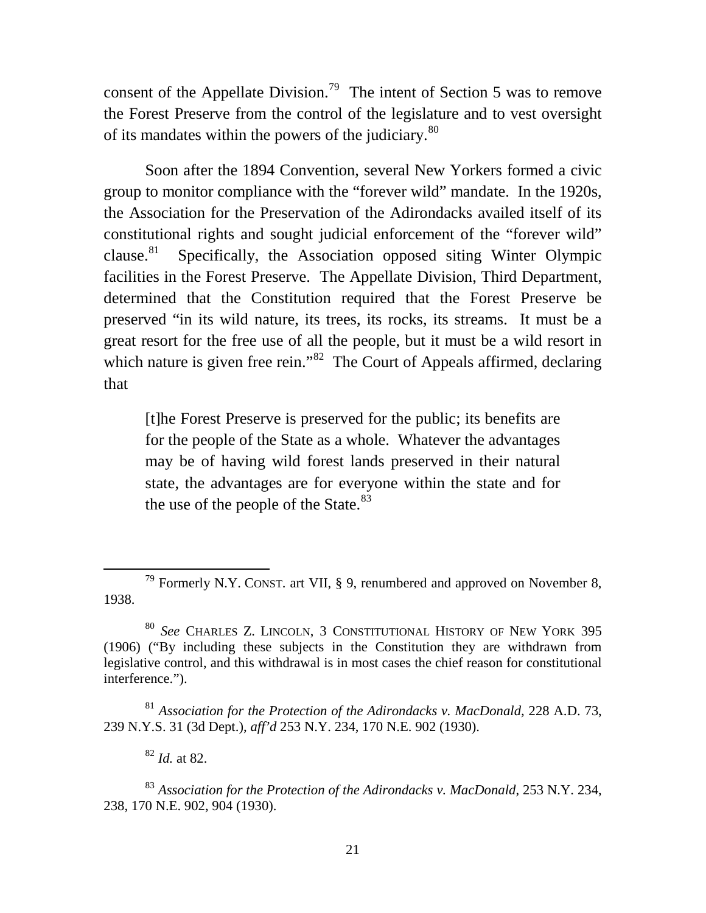consent of the Appellate Division.[79] The intent of Section 5 was to remove the Forest Preserve from the control of the legislature and to vest oversight of its mandates within the powers of the judiciary.[80]

Soon after the 1894 Convention, several New Yorkers formed a civic group to monitor compliance with the "forever wild" mandate. In the 1920s, the Association for the Preservation of the Adirondacks availed itself of its constitutional rights and sought judicial enforcement of the "forever wild" clause.[81] Specifically, the Association opposed siting Winter Olympic facilities in the Forest Preserve. The Appellate Division, Third Department, determined that the Constitution required that the Forest Preserve be preserved "in its wild nature, its trees, its rocks, its streams. It must be a great resort for the free use of all the people, but it must be a wild resort in which nature is given free rein."[82] The Court of Appeals affirmed, declaring that

> [t]he Forest Preserve is preserved for the public; its benefits are for the people of the State as a whole. Whatever the advantages may be of having wild forest lands preserved in their natural state, the advantages are for everyone within the state and for the use of the people of the State.[83]

---

[79] Formerly N.Y. CONST. art VII, § 9, renumbered and approved on November 8, 1938.

[80] *See* CHARLES Z. LINCOLN, 3 CONSTITUTIONAL HISTORY OF NEW YORK 395 (1906) ("By including these subjects in the Constitution they are withdrawn from legislative control, and this withdrawal is in most cases the chief reason for constitutional interference.").

[81] *Association for the Protection of the Adirondacks v. MacDonald*, 228 A.D. 73, 239 N.Y.S. 31 (3d Dept.), *aff'd* 253 N.Y. 234, 170 N.E. 902 (1930).

[82] *Id.* at 82.

[83] *Association for the Protection of the Adirondacks v. MacDonald*, 253 N.Y. 234, 238, 170 N.E. 902, 904 (1930).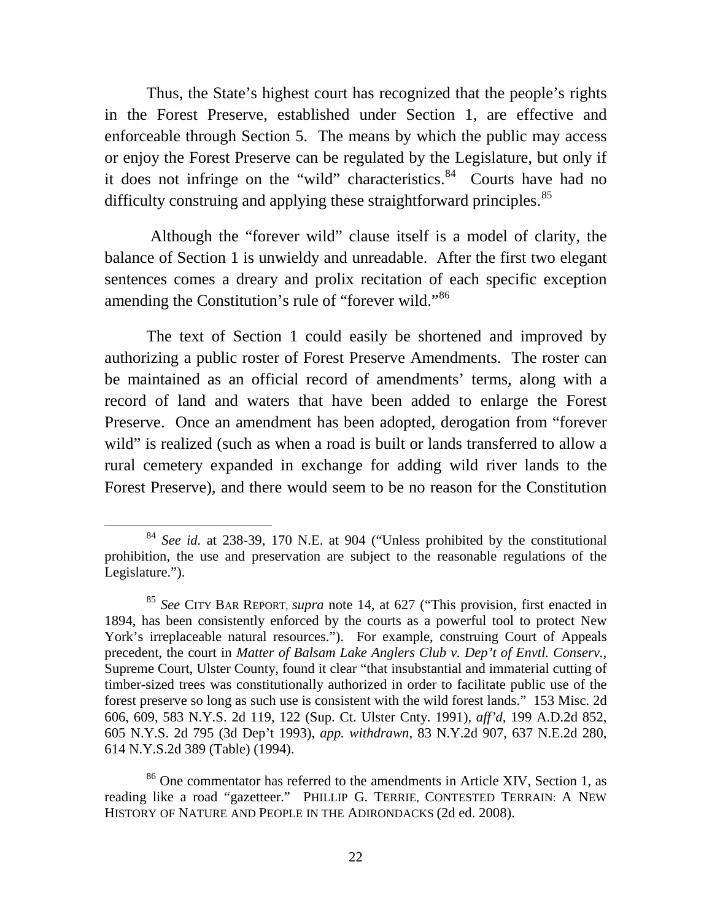Thus, the State's highest court has recognized that the people's rights in the Forest Preserve, established under Section 1, are effective and enforceable through Section 5. The means by which the public may access or enjoy the Forest Preserve can be regulated by the Legislature, but only if it does not infringe on the "wild" characteristics.[84] Courts have had no difficulty construing and applying these straightforward principles.[85]

Although the "forever wild" clause itself is a model of clarity, the balance of Section 1 is unwieldy and unreadable. After the first two elegant sentences comes a dreary and prolix recitation of each specific exception amending the Constitution's rule of "forever wild."[86]

The text of Section 1 could easily be shortened and improved by authorizing a public roster of Forest Preserve Amendments. The roster can be maintained as an official record of amendments' terms, along with a record of land and waters that have been added to enlarge the Forest Preserve. Once an amendment has been adopted, derogation from "forever wild" is realized (such as when a road is built or lands transferred to allow a rural cemetery expanded in exchange for adding wild river lands to the Forest Preserve), and there would seem to be no reason for the Constitution

---

[84] *See id.* at 238-39, 170 N.E. at 904 ("Unless prohibited by the constitutional prohibition, the use and preservation are subject to the reasonable regulations of the Legislature.").

[85] *See* CITY BAR REPORT, *supra* note 14, at 627 ("This provision, first enacted in 1894, has been consistently enforced by the courts as a powerful tool to protect New York's irreplaceable natural resources."). For example, construing Court of Appeals precedent, the court in *Matter of Balsam Lake Anglers Club v. Dep't of Envtl. Conserv.*, Supreme Court, Ulster County, found it clear "that insubstantial and immaterial cutting of timber-sized trees was constitutionally authorized in order to facilitate public use of the forest preserve so long as such use is consistent with the wild forest lands." 153 Misc. 2d 606, 609, 583 N.Y.S. 2d 119, 122 (Sup. Ct. Ulster Cnty. 1991), *aff'd,* 199 A.D.2d 852, 605 N.Y.S. 2d 795 (3d Dep't 1993), *app. withdrawn,* 83 N.Y.2d 907, 637 N.E.2d 280, 614 N.Y.S.2d 389 (Table) (1994).

[86] One commentator has referred to the amendments in Article XIV, Section 1, as reading like a road "gazetteer." PHILLIP G. TERRIE, CONTESTED TERRAIN: A NEW HISTORY OF NATURE AND PEOPLE IN THE ADIRONDACKS (2d ed. 2008).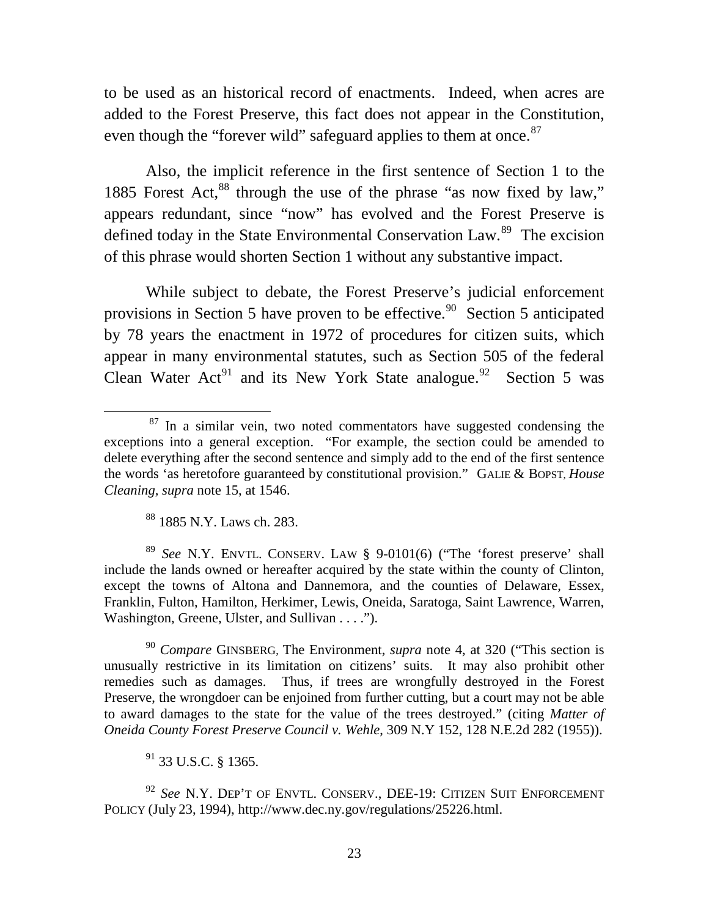to be used as an historical record of enactments. Indeed, when acres are added to the Forest Preserve, this fact does not appear in the Constitution, even though the "forever wild" safeguard applies to them at once.[87]

Also, the implicit reference in the first sentence of Section 1 to the 1885 Forest Act,[88] through the use of the phrase "as now fixed by law," appears redundant, since "now" has evolved and the Forest Preserve is defined today in the State Environmental Conservation Law.[89] The excision of this phrase would shorten Section 1 without any substantive impact.

While subject to debate, the Forest Preserve's judicial enforcement provisions in Section 5 have proven to be effective.[90] Section 5 anticipated by 78 years the enactment in 1972 of procedures for citizen suits, which appear in many environmental statutes, such as Section 505 of the federal Clean Water Act[91] and its New York State analogue.[92] Section 5 was

---

[87] In a similar vein, two noted commentators have suggested condensing the exceptions into a general exception. "For example, the section could be amended to delete everything after the second sentence and simply add to the end of the first sentence the words 'as heretofore guaranteed by constitutional provision." GALIE & BOPST, *House Cleaning*, *supra* note 15, at 1546.

[88] 1885 N.Y. Laws ch. 283.

[89] *See* N.Y. ENVTL. CONSERV. LAW § 9-0101(6) ("The 'forest preserve' shall include the lands owned or hereafter acquired by the state within the county of Clinton, except the towns of Altona and Dannemora, and the counties of Delaware, Essex, Franklin, Fulton, Hamilton, Herkimer, Lewis, Oneida, Saratoga, Saint Lawrence, Warren, Washington, Greene, Ulster, and Sullivan . . . .").

[90] *Compare* GINSBERG, The Environment, *supra* note 4, at 320 ("This section is unusually restrictive in its limitation on citizens' suits. It may also prohibit other remedies such as damages. Thus, if trees are wrongfully destroyed in the Forest Preserve, the wrongdoer can be enjoined from further cutting, but a court may not be able to award damages to the state for the value of the trees destroyed." (citing *Matter of Oneida County Forest Preserve Council v. Wehle*, 309 N.Y 152, 128 N.E.2d 282 (1955)).

[91] 33 U.S.C. § 1365.

[92] *See* N.Y. DEP'T OF ENVTL. CONSERV., DEE-19: CITIZEN SUIT ENFORCEMENT POLICY (July 23, 1994), http://www.dec.ny.gov/regulations/25226.html.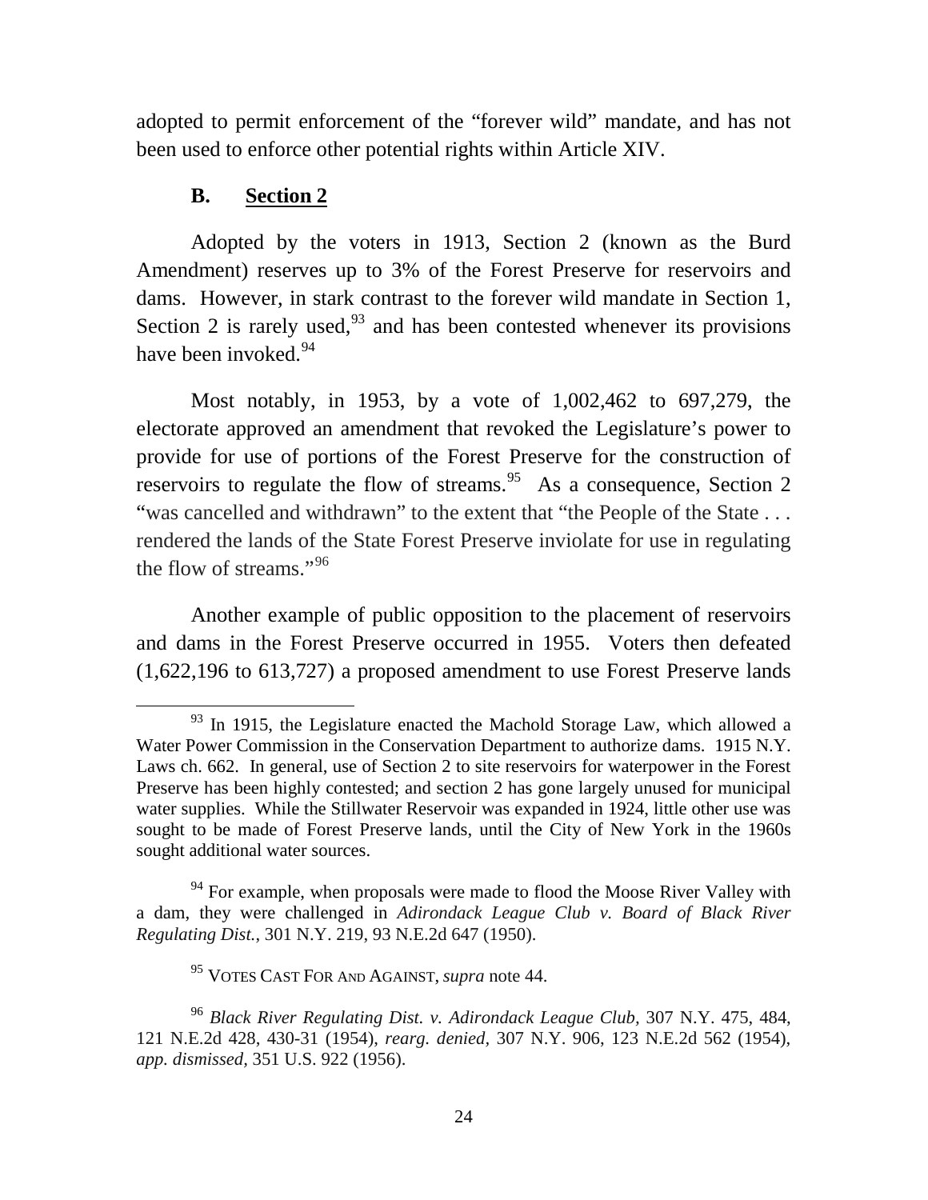adopted to permit enforcement of the "forever wild" mandate, and has not been used to enforce other potential rights within Article XIV.

### B. **Section 2**

Adopted by the voters in 1913, Section 2 (known as the Burd Amendment) reserves up to 3% of the Forest Preserve for reservoirs and dams. However, in stark contrast to the forever wild mandate in Section 1, Section 2 is rarely used,[93] and has been contested whenever its provisions have been invoked.[94]

Most notably, in 1953, by a vote of 1,002,462 to 697,279, the electorate approved an amendment that revoked the Legislature's power to provide for use of portions of the Forest Preserve for the construction of reservoirs to regulate the flow of streams.[95] As a consequence, Section 2 "was cancelled and withdrawn" to the extent that "the People of the State . . . rendered the lands of the State Forest Preserve inviolate for use in regulating the flow of streams."[96]

Another example of public opposition to the placement of reservoirs and dams in the Forest Preserve occurred in 1955. Voters then defeated (1,622,196 to 613,727) a proposed amendment to use Forest Preserve lands

---

[93] In 1915, the Legislature enacted the Machold Storage Law, which allowed a Water Power Commission in the Conservation Department to authorize dams. 1915 N.Y. Laws ch. 662. In general, use of Section 2 to site reservoirs for waterpower in the Forest Preserve has been highly contested; and section 2 has gone largely unused for municipal water supplies. While the Stillwater Reservoir was expanded in 1924, little other use was sought to be made of Forest Preserve lands, until the City of New York in the 1960s sought additional water sources.

[94] For example, when proposals were made to flood the Moose River Valley with a dam, they were challenged in *Adirondack League Club v. Board of Black River Regulating Dist.*, 301 N.Y. 219, 93 N.E.2d 647 (1950).

[95] VOTES CAST FOR AND AGAINST, *supra* note 44.

[96] *Black River Regulating Dist. v. Adirondack League Club*, 307 N.Y. 475, 484, 121 N.E.2d 428, 430-31 (1954), *rearg. denied*, 307 N.Y. 906, 123 N.E.2d 562 (1954), *app. dismissed*, 351 U.S. 922 (1956).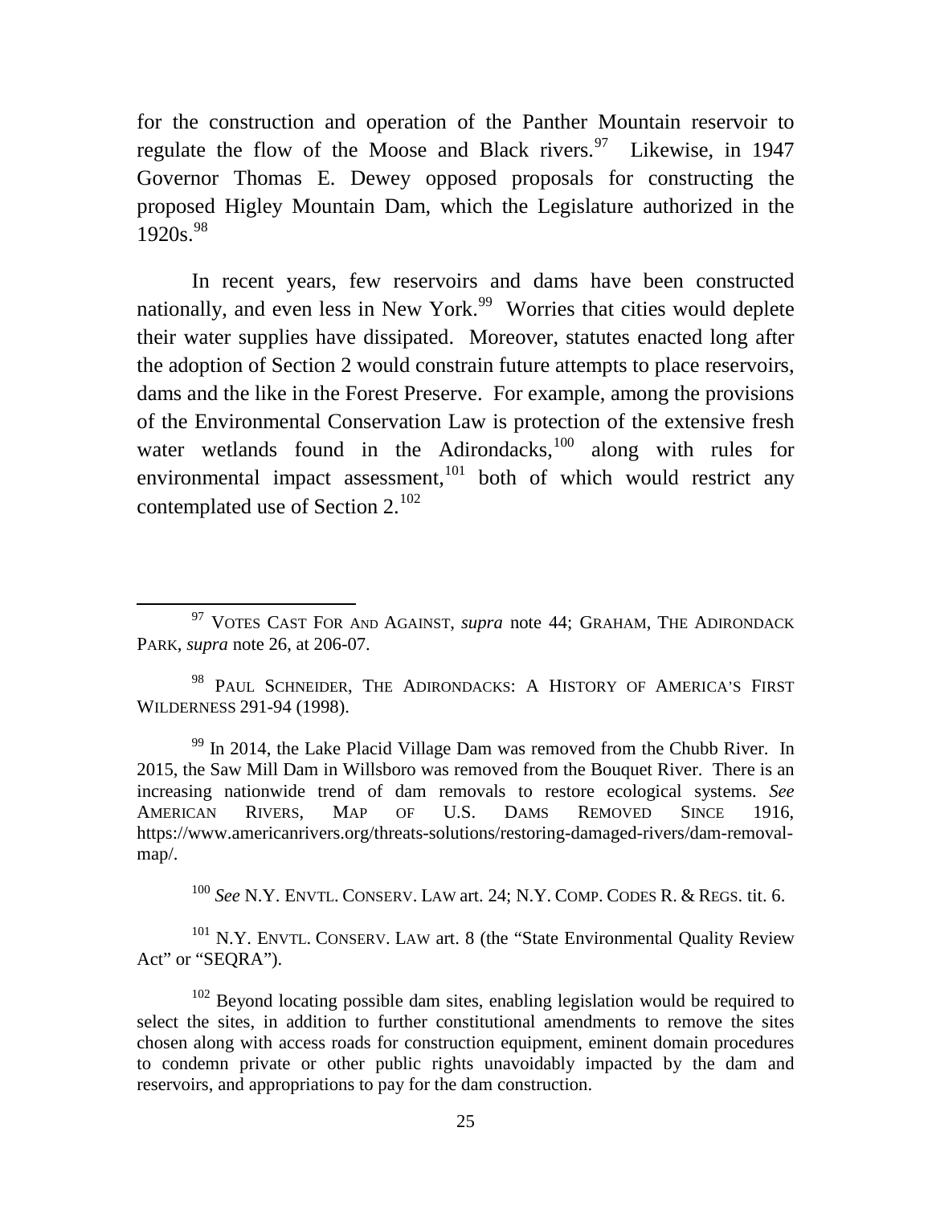for the construction and operation of the Panther Mountain reservoir to regulate the flow of the Moose and Black rivers.[97] Likewise, in 1947 Governor Thomas E. Dewey opposed proposals for constructing the proposed Higley Mountain Dam, which the Legislature authorized in the 1920s.[98]

In recent years, few reservoirs and dams have been constructed nationally, and even less in New York.[99] Worries that cities would deplete their water supplies have dissipated. Moreover, statutes enacted long after the adoption of Section 2 would constrain future attempts to place reservoirs, dams and the like in the Forest Preserve. For example, among the provisions of the Environmental Conservation Law is protection of the extensive fresh water wetlands found in the Adirondacks,[100] along with rules for environmental impact assessment,[101] both of which would restrict any contemplated use of Section 2.[102]

---

[97] VOTES CAST FOR AND AGAINST, *supra* note 44; GRAHAM, THE ADIRONDACK PARK, *supra* note 26, at 206-07.

[98] PAUL SCHNEIDER, THE ADIRONDACKS: A HISTORY OF AMERICA'S FIRST WILDERNESS 291-94 (1998).

[99] In 2014, the Lake Placid Village Dam was removed from the Chubb River. In 2015, the Saw Mill Dam in Willsboro was removed from the Bouquet River. There is an increasing nationwide trend of dam removals to restore ecological systems. *See* AMERICAN RIVERS, MAP OF U.S. DAMS REMOVED SINCE 1916, https://www.americanrivers.org/threats-solutions/restoring-damaged-rivers/dam-removal-map/.

[100] *See* N.Y. ENVTL. CONSERV. LAW art. 24; N.Y. COMP. CODES R. & REGS. tit. 6.

[101] N.Y. ENVTL. CONSERV. LAW art. 8 (the "State Environmental Quality Review Act" or "SEQRA").

[102] Beyond locating possible dam sites, enabling legislation would be required to select the sites, in addition to further constitutional amendments to remove the sites chosen along with access roads for construction equipment, eminent domain procedures to condemn private or other public rights unavoidably impacted by the dam and reservoirs, and appropriations to pay for the dam construction.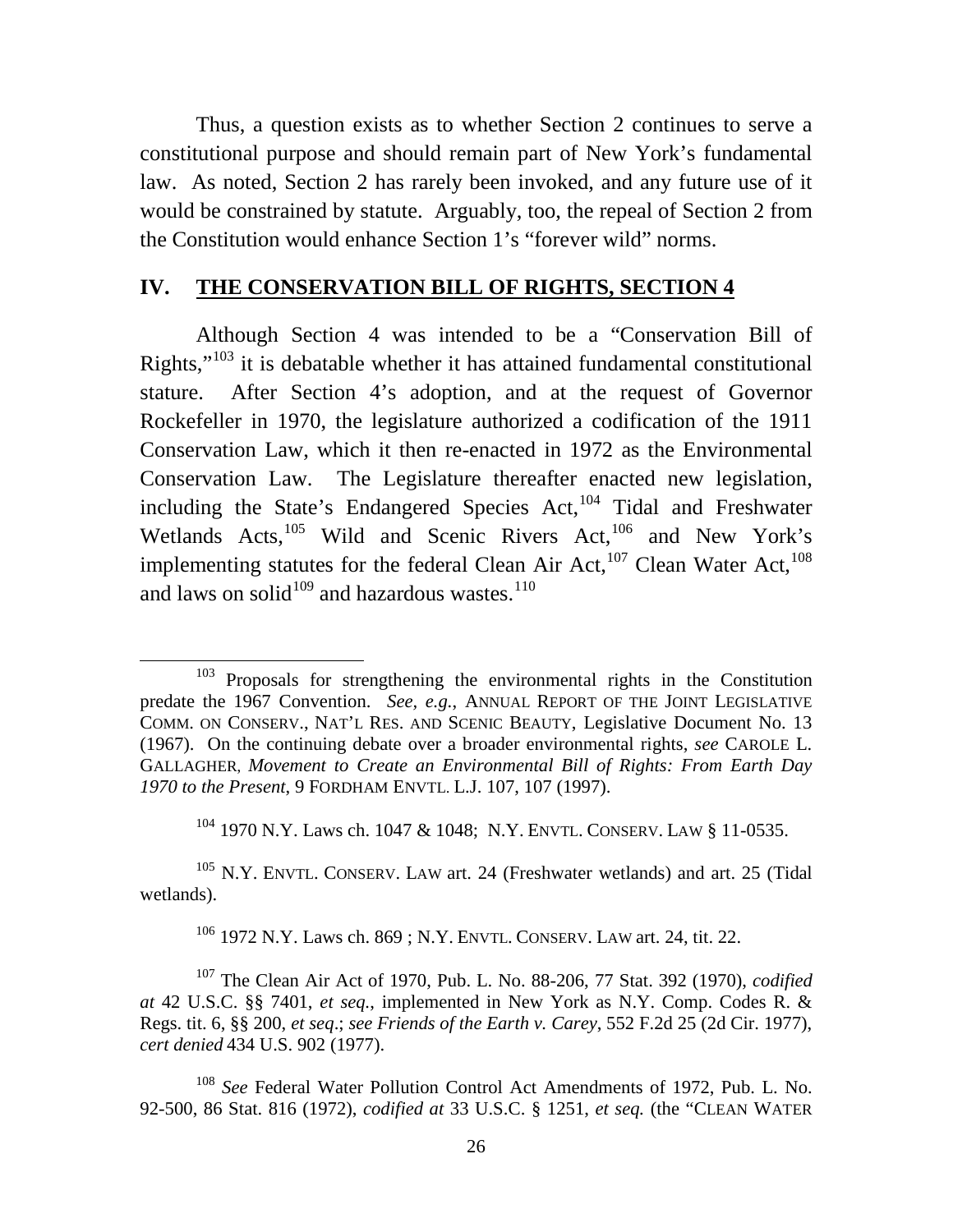Thus, a question exists as to whether Section 2 continues to serve a constitutional purpose and should remain part of New York's fundamental law. As noted, Section 2 has rarely been invoked, and any future use of it would be constrained by statute. Arguably, too, the repeal of Section 2 from the Constitution would enhance Section 1's "forever wild" norms.

## IV. THE CONSERVATION BILL OF RIGHTS, SECTION 4

Although Section 4 was intended to be a "Conservation Bill of Rights,"[103] it is debatable whether it has attained fundamental constitutional stature. After Section 4's adoption, and at the request of Governor Rockefeller in 1970, the legislature authorized a codification of the 1911 Conservation Law, which it then re-enacted in 1972 as the Environmental Conservation Law. The Legislature thereafter enacted new legislation, including the State's Endangered Species Act,[104] Tidal and Freshwater Wetlands Acts,[105] Wild and Scenic Rivers Act,[106] and New York's implementing statutes for the federal Clean Air Act,[107] Clean Water Act,[108] and laws on solid[109] and hazardous wastes.[110]

---

[103] Proposals for strengthening the environmental rights in the Constitution predate the 1967 Convention. *See, e.g.*, ANNUAL REPORT OF THE JOINT LEGISLATIVE COMM. ON CONSERV., NAT'L RES. AND SCENIC BEAUTY, Legislative Document No. 13 (1967). On the continuing debate over a broader environmental rights, *see* CAROLE L. GALLAGHER, *Movement to Create an Environmental Bill of Rights: From Earth Day 1970 to the Present*, 9 FORDHAM ENVTL. L.J. 107, 107 (1997).

[104] 1970 N.Y. Laws ch. 1047 & 1048; N.Y. ENVTL. CONSERV. LAW § 11-0535.

[105] N.Y. ENVTL. CONSERV. LAW art. 24 (Freshwater wetlands) and art. 25 (Tidal wetlands).

[106] 1972 N.Y. Laws ch. 869 ; N.Y. ENVTL. CONSERV. LAW art. 24, tit. 22.

[107] The Clean Air Act of 1970, Pub. L. No. 88-206, 77 Stat. 392 (1970), *codified at* 42 U.S.C. §§ 7401, *et seq.*, implemented in New York as N.Y. Comp. Codes R. & Regs. tit. 6, §§ 200, *et seq.*; *see Friends of the Earth v. Carey*, 552 F.2d 25 (2d Cir. 1977), *cert denied* 434 U.S. 902 (1977).

[108] *See* Federal Water Pollution Control Act Amendments of 1972, Pub. L. No. 92-500, 86 Stat. 816 (1972), *codified at* 33 U.S.C. § 1251, *et seq.* (the "CLEAN WATER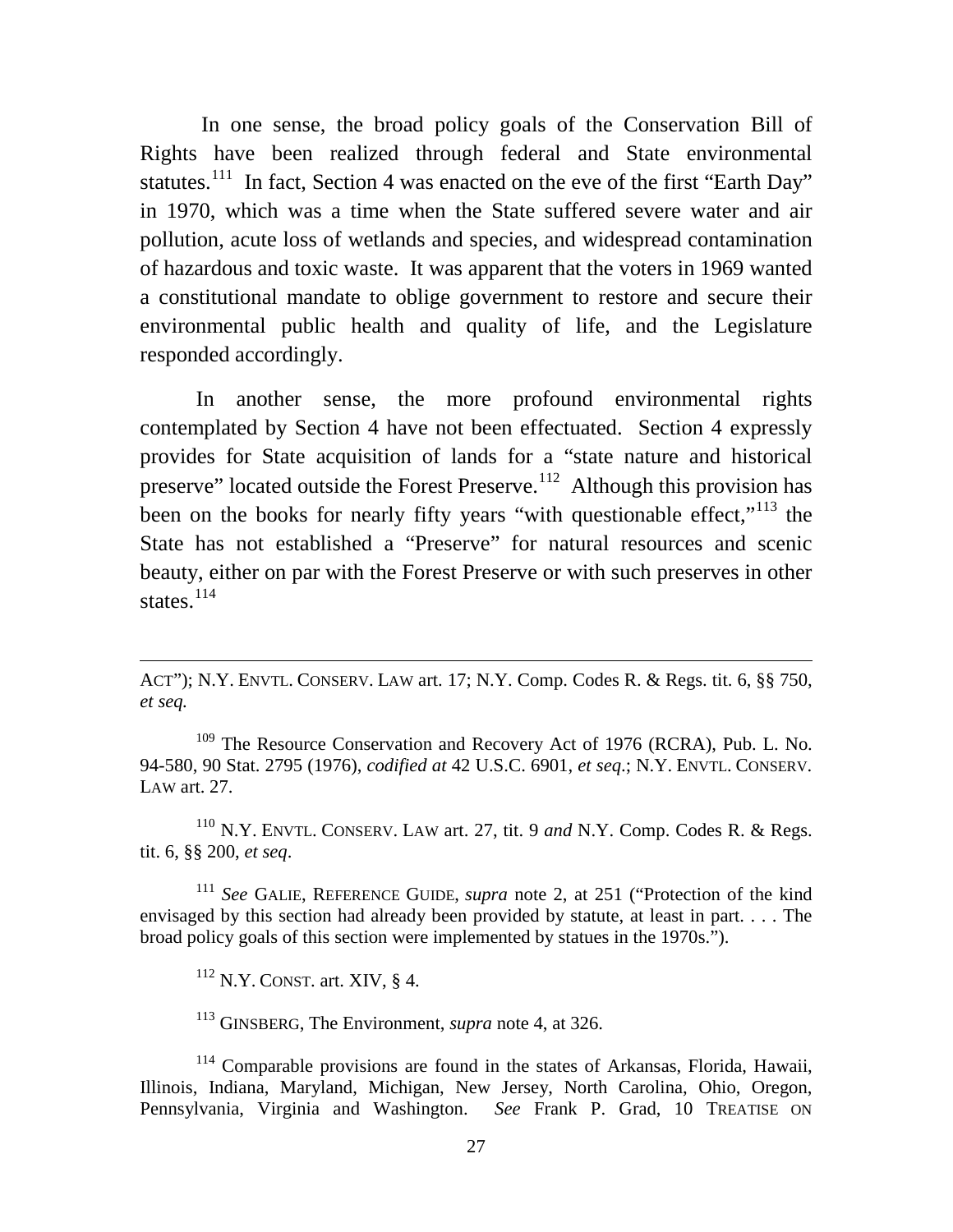In one sense, the broad policy goals of the Conservation Bill of Rights have been realized through federal and State environmental statutes.[111] In fact, Section 4 was enacted on the eve of the first "Earth Day" in 1970, which was a time when the State suffered severe water and air pollution, acute loss of wetlands and species, and widespread contamination of hazardous and toxic waste. It was apparent that the voters in 1969 wanted a constitutional mandate to oblige government to restore and secure their environmental public health and quality of life, and the Legislature responded accordingly.

In another sense, the more profound environmental rights contemplated by Section 4 have not been effectuated. Section 4 expressly provides for State acquisition of lands for a "state nature and historical preserve" located outside the Forest Preserve.[112] Although this provision has been on the books for nearly fifty years "with questionable effect,"[113] the State has not established a "Preserve" for natural resources and scenic beauty, either on par with the Forest Preserve or with such preserves in other states.[114]

---

ACT"); N.Y. ENVTL. CONSERV. LAW art. 17; N.Y. Comp. Codes R. & Regs. tit. 6, §§ 750, *et seq.*

[109] The Resource Conservation and Recovery Act of 1976 (RCRA), Pub. L. No. 94-580, 90 Stat. 2795 (1976), *codified at* 42 U.S.C. 6901, *et seq.*; N.Y. ENVTL. CONSERV. LAW art. 27.

[110] N.Y. ENVTL. CONSERV. LAW art. 27, tit. 9 *and* N.Y. Comp. Codes R. & Regs. tit. 6, §§ 200, *et seq*.

[111] *See* GALIE, REFERENCE GUIDE, *supra* note 2, at 251 ("Protection of the kind envisaged by this section had already been provided by statute, at least in part. . . . The broad policy goals of this section were implemented by statues in the 1970s.").

[112] N.Y. CONST. art. XIV, § 4.

[113] GINSBERG, The Environment, *supra* note 4, at 326.

[114] Comparable provisions are found in the states of Arkansas, Florida, Hawaii, Illinois, Indiana, Maryland, Michigan, New Jersey, North Carolina, Ohio, Oregon, Pennsylvania, Virginia and Washington. *See* Frank P. Grad, 10 TREATISE ON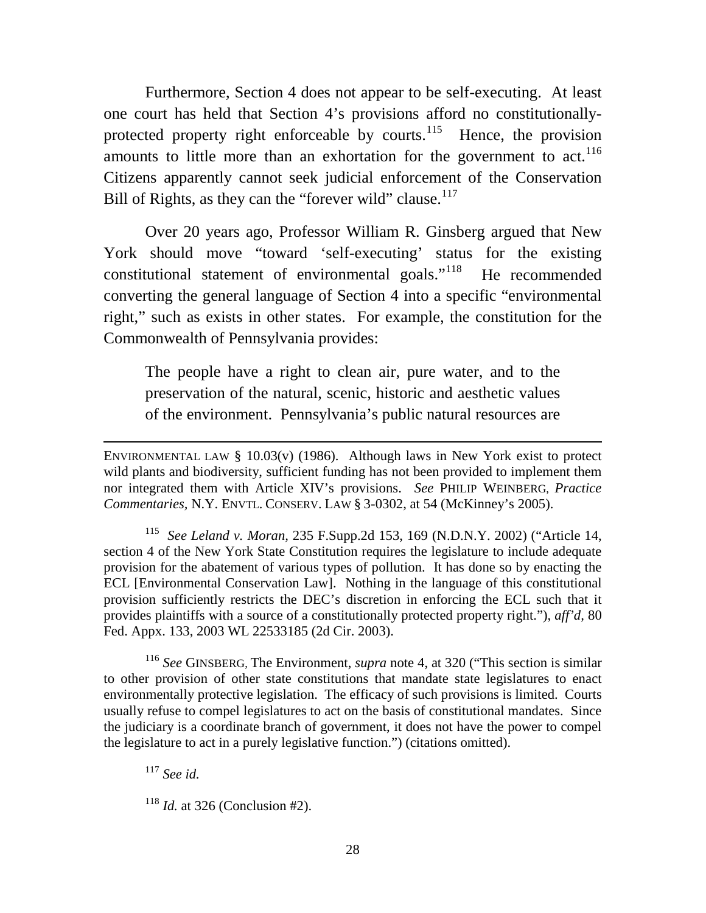Furthermore, Section 4 does not appear to be self-executing. At least one court has held that Section 4's provisions afford no constitutionally-protected property right enforceable by courts.[115] Hence, the provision amounts to little more than an exhortation for the government to act.[116] Citizens apparently cannot seek judicial enforcement of the Conservation Bill of Rights, as they can the "forever wild" clause.[117]

Over 20 years ago, Professor William R. Ginsberg argued that New York should move "toward 'self-executing' status for the existing constitutional statement of environmental goals."[118] He recommended converting the general language of Section 4 into a specific "environmental right," such as exists in other states. For example, the constitution for the Commonwealth of Pennsylvania provides:

> The people have a right to clean air, pure water, and to the preservation of the natural, scenic, historic and aesthetic values of the environment. Pennsylvania's public natural resources are

---

ENVIRONMENTAL LAW § 10.03(v) (1986). Although laws in New York exist to protect wild plants and biodiversity, sufficient funding has not been provided to implement them nor integrated them with Article XIV's provisions. *See* PHILIP WEINBERG, *Practice Commentaries*, N.Y. ENVTL. CONSERV. LAW § 3-0302, at 54 (McKinney's 2005).

[115] *See Leland v. Moran*, 235 F.Supp.2d 153, 169 (N.D.N.Y. 2002) ("Article 14, section 4 of the New York State Constitution requires the legislature to include adequate provision for the abatement of various types of pollution. It has done so by enacting the ECL [Environmental Conservation Law]. Nothing in the language of this constitutional provision sufficiently restricts the DEC's discretion in enforcing the ECL such that it provides plaintiffs with a source of a constitutionally protected property right."), *aff'd*, 80 Fed. Appx. 133, 2003 WL 22533185 (2d Cir. 2003).

[116] *See* GINSBERG, The Environment, *supra* note 4, at 320 ("This section is similar to other provision of other state constitutions that mandate state legislatures to enact environmentally protective legislation. The efficacy of such provisions is limited. Courts usually refuse to compel legislatures to act on the basis of constitutional mandates. Since the judiciary is a coordinate branch of government, it does not have the power to compel the legislature to act in a purely legislative function.") (citations omitted).

[117] *See id.*

[118] *Id.* at 326 (Conclusion #2).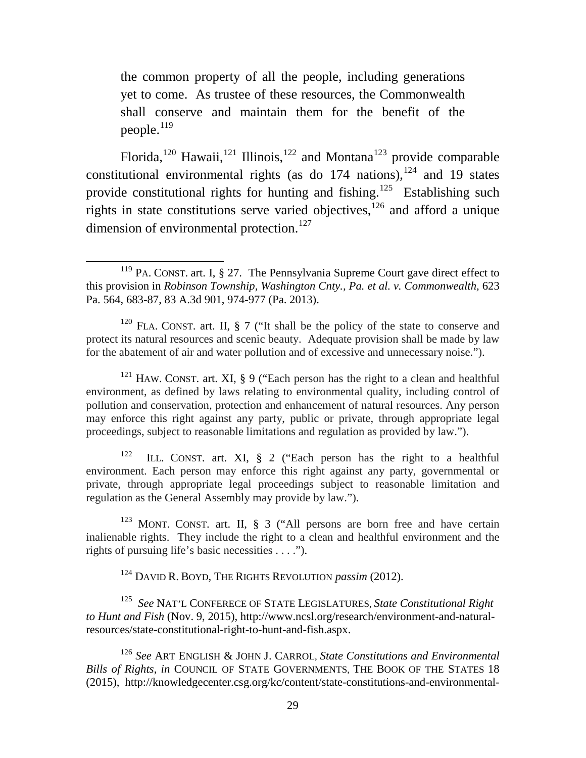> the common property of all the people, including generations yet to come. As trustee of these resources, the Commonwealth shall conserve and maintain them for the benefit of the people.[119]

Florida,[120] Hawaii,[121] Illinois,[122] and Montana[123] provide comparable constitutional environmental rights (as do 174 nations),[124] and 19 states provide constitutional rights for hunting and fishing.[125] Establishing such rights in state constitutions serve varied objectives,[126] and afford a unique dimension of environmental protection.[127]

---

[119] PA. CONST. art. I, § 27. The Pennsylvania Supreme Court gave direct effect to this provision in *Robinson Township, Washington Cnty., Pa. et al. v. Commonwealth*, 623 Pa. 564, 683-87, 83 A.3d 901, 974-977 (Pa. 2013).

[120] FLA. CONST. art. II, § 7 ("It shall be the policy of the state to conserve and protect its natural resources and scenic beauty. Adequate provision shall be made by law for the abatement of air and water pollution and of excessive and unnecessary noise.").

[121] HAW. CONST. art. XI, § 9 ("Each person has the right to a clean and healthful environment, as defined by laws relating to environmental quality, including control of pollution and conservation, protection and enhancement of natural resources. Any person may enforce this right against any party, public or private, through appropriate legal proceedings, subject to reasonable limitations and regulation as provided by law.").

[122] ILL. CONST. art. XI, § 2 ("Each person has the right to a healthful environment. Each person may enforce this right against any party, governmental or private, through appropriate legal proceedings subject to reasonable limitation and regulation as the General Assembly may provide by law.").

[123] MONT. CONST. art. II, § 3 ("All persons are born free and have certain inalienable rights. They include the right to a clean and healthful environment and the rights of pursuing life's basic necessities . . . .").

[124] DAVID R. BOYD, THE RIGHTS REVOLUTION *passim* (2012).

[125] *See* NAT'L CONFERECE OF STATE LEGISLATURES, *State Constitutional Right to Hunt and Fish* (Nov. 9, 2015), http://www.ncsl.org/research/environment-and-natural-resources/state-constitutional-right-to-hunt-and-fish.aspx.

[126] *See* ART ENGLISH & JOHN J. CARROL, *State Constitutions and Environmental Bills of Rights*, *in* COUNCIL OF STATE GOVERNMENTS, THE BOOK OF THE STATES 18 (2015), http://knowledgecenter.csg.org/kc/content/state-constitutions-and-environmental-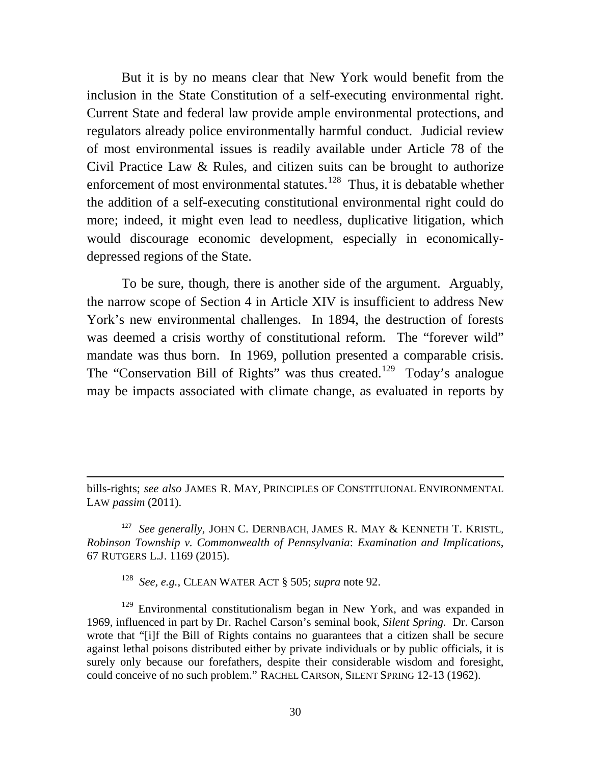But it is by no means clear that New York would benefit from the inclusion in the State Constitution of a self-executing environmental right. Current State and federal law provide ample environmental protections, and regulators already police environmentally harmful conduct. Judicial review of most environmental issues is readily available under Article 78 of the Civil Practice Law & Rules, and citizen suits can be brought to authorize enforcement of most environmental statutes.[128] Thus, it is debatable whether the addition of a self-executing constitutional environmental right could do more; indeed, it might even lead to needless, duplicative litigation, which would discourage economic development, especially in economically-depressed regions of the State.

To be sure, though, there is another side of the argument. Arguably, the narrow scope of Section 4 in Article XIV is insufficient to address New York's new environmental challenges. In 1894, the destruction of forests was deemed a crisis worthy of constitutional reform. The "forever wild" mandate was thus born. In 1969, pollution presented a comparable crisis. The "Conservation Bill of Rights" was thus created.[129] Today's analogue may be impacts associated with climate change, as evaluated in reports by

---

bills-rights; *see also* JAMES R. MAY, PRINCIPLES OF CONSTITUIONAL ENVIRONMENTAL LAW *passim* (2011).

[127] *See generally*, JOHN C. DERNBACH, JAMES R. MAY & KENNETH T. KRISTL, *Robinson Township v. Commonwealth of Pennsylvania*: *Examination and Implications*, 67 RUTGERS L.J. 1169 (2015).

[128] *See, e.g.*, CLEAN WATER ACT § 505; *supra* note 92.

[129] Environmental constitutionalism began in New York, and was expanded in 1969, influenced in part by Dr. Rachel Carson's seminal book, *Silent Spring.* Dr. Carson wrote that "[i]f the Bill of Rights contains no guarantees that a citizen shall be secure against lethal poisons distributed either by private individuals or by public officials, it is surely only because our forefathers, despite their considerable wisdom and foresight, could conceive of no such problem." RACHEL CARSON, SILENT SPRING 12-13 (1962).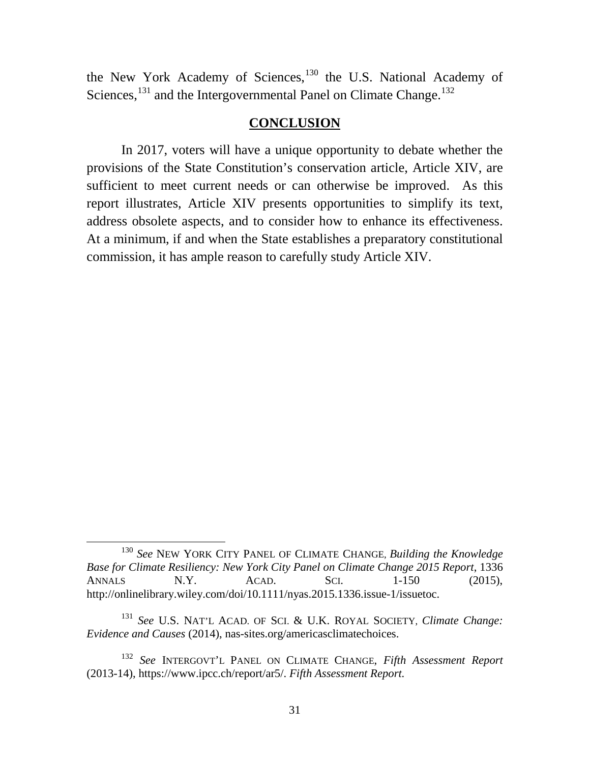the New York Academy of Sciences,[130] the U.S. National Academy of Sciences,[131] and the Intergovernmental Panel on Climate Change.[132]

## CONCLUSION

In 2017, voters will have a unique opportunity to debate whether the provisions of the State Constitution's conservation article, Article XIV, are sufficient to meet current needs or can otherwise be improved. As this report illustrates, Article XIV presents opportunities to simplify its text, address obsolete aspects, and to consider how to enhance its effectiveness. At a minimum, if and when the State establishes a preparatory constitutional commission, it has ample reason to carefully study Article XIV.

---

[130] *See* NEW YORK CITY PANEL OF CLIMATE CHANGE, *Building the Knowledge Base for Climate Resiliency: New York City Panel on Climate Change 2015 Report*, 1336 ANNALS N.Y. ACAD. SCI. 1-150 (2015), http://onlinelibrary.wiley.com/doi/10.1111/nyas.2015.1336.issue-1/issuetoc.

[131] *See* U.S. NAT'L ACAD. OF SCI. & U.K. ROYAL SOCIETY, *Climate Change: Evidence and Causes* (2014), nas-sites.org/americasclimatechoices.

[132] *See* INTERGOVT'L PANEL ON CLIMATE CHANGE, *Fifth Assessment Report* (2013-14), https://www.ipcc.ch/report/ar5/. *Fifth Assessment Report.*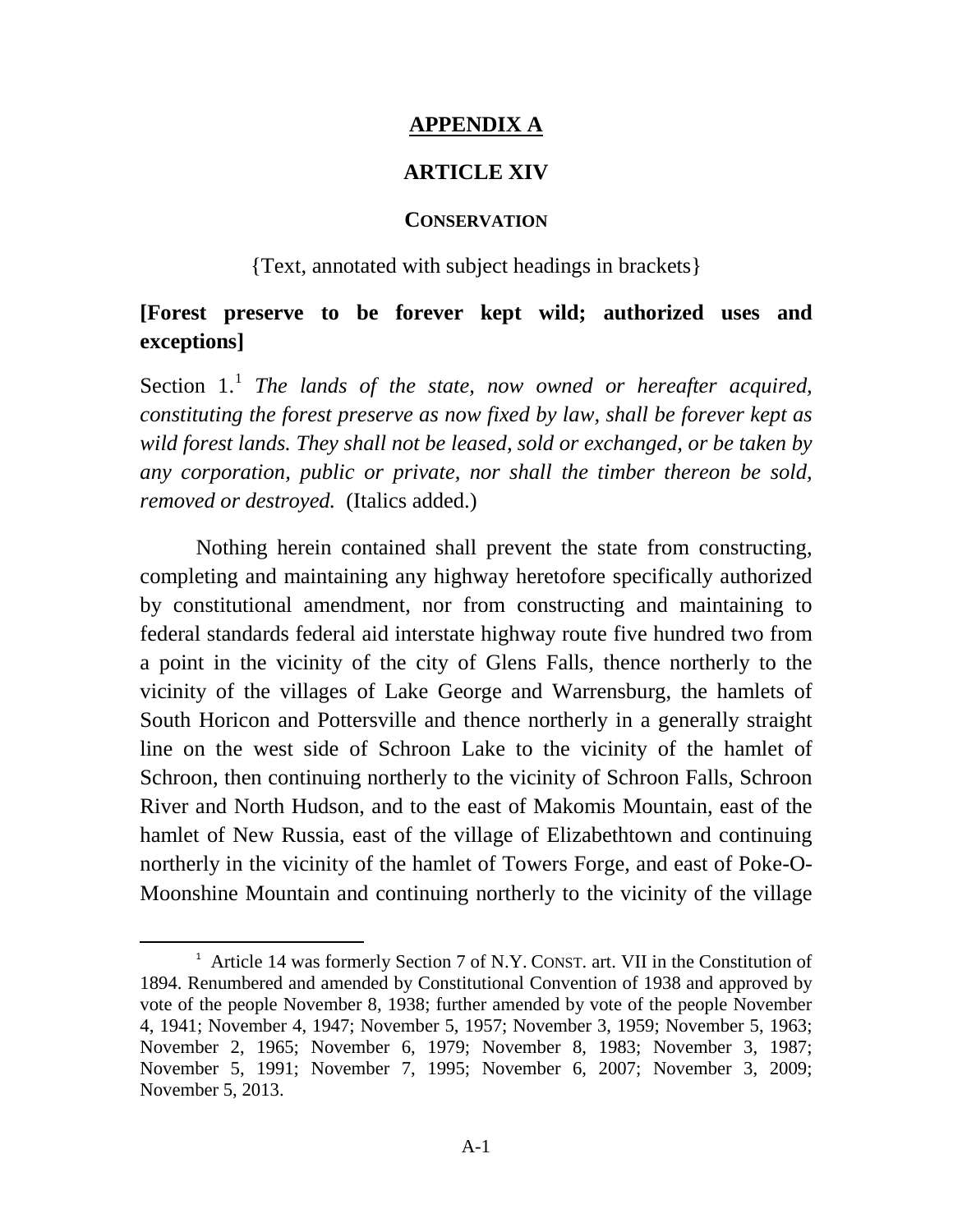## APPENDIX A

## ARTICLE XIV

### CONSERVATION

{Text, annotated with subject headings in brackets}

**[Forest preserve to be forever kept wild; authorized uses and exceptions]**

Section 1.[1] *The lands of the state, now owned or hereafter acquired, constituting the forest preserve as now fixed by law, shall be forever kept as wild forest lands. They shall not be leased, sold or exchanged, or be taken by any corporation, public or private, nor shall the timber thereon be sold, removed or destroyed.* (Italics added.)

Nothing herein contained shall prevent the state from constructing, completing and maintaining any highway heretofore specifically authorized by constitutional amendment, nor from constructing and maintaining to federal standards federal aid interstate highway route five hundred two from a point in the vicinity of the city of Glens Falls, thence northerly to the vicinity of the villages of Lake George and Warrensburg, the hamlets of South Horicon and Pottersville and thence northerly in a generally straight line on the west side of Schroon Lake to the vicinity of the hamlet of Schroon, then continuing northerly to the vicinity of Schroon Falls, Schroon River and North Hudson, and to the east of Makomis Mountain, east of the hamlet of New Russia, east of the village of Elizabethtown and continuing northerly in the vicinity of the hamlet of Towers Forge, and east of Poke-O-Moonshine Mountain and continuing northerly to the vicinity of the village

[1] Article 14 was formerly Section 7 of N.Y. CONST. art. VII in the Constitution of 1894. Renumbered and amended by Constitutional Convention of 1938 and approved by vote of the people November 8, 1938; further amended by vote of the people November 4, 1941; November 4, 1947; November 5, 1957; November 3, 1959; November 5, 1963; November 2, 1965; November 6, 1979; November 8, 1983; November 3, 1987; November 5, 1991; November 7, 1995; November 6, 2007; November 3, 2009; November 5, 2013.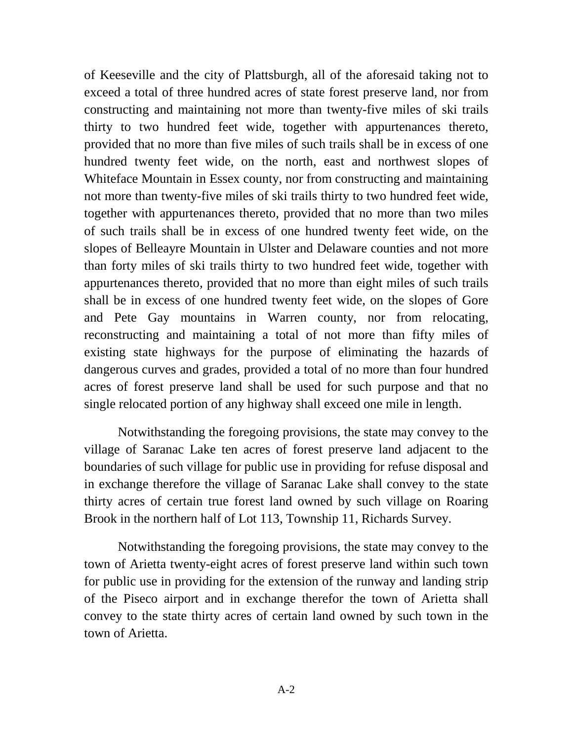of Keeseville and the city of Plattsburgh, all of the aforesaid taking not to exceed a total of three hundred acres of state forest preserve land, nor from constructing and maintaining not more than twenty-five miles of ski trails thirty to two hundred feet wide, together with appurtenances thereto, provided that no more than five miles of such trails shall be in excess of one hundred twenty feet wide, on the north, east and northwest slopes of Whiteface Mountain in Essex county, nor from constructing and maintaining not more than twenty-five miles of ski trails thirty to two hundred feet wide, together with appurtenances thereto, provided that no more than two miles of such trails shall be in excess of one hundred twenty feet wide, on the slopes of Belleayre Mountain in Ulster and Delaware counties and not more than forty miles of ski trails thirty to two hundred feet wide, together with appurtenances thereto, provided that no more than eight miles of such trails shall be in excess of one hundred twenty feet wide, on the slopes of Gore and Pete Gay mountains in Warren county, nor from relocating, reconstructing and maintaining a total of not more than fifty miles of existing state highways for the purpose of eliminating the hazards of dangerous curves and grades, provided a total of no more than four hundred acres of forest preserve land shall be used for such purpose and that no single relocated portion of any highway shall exceed one mile in length.

Notwithstanding the foregoing provisions, the state may convey to the village of Saranac Lake ten acres of forest preserve land adjacent to the boundaries of such village for public use in providing for refuse disposal and in exchange therefore the village of Saranac Lake shall convey to the state thirty acres of certain true forest land owned by such village on Roaring Brook in the northern half of Lot 113, Township 11, Richards Survey.

Notwithstanding the foregoing provisions, the state may convey to the town of Arietta twenty-eight acres of forest preserve land within such town for public use in providing for the extension of the runway and landing strip of the Piseco airport and in exchange therefor the town of Arietta shall convey to the state thirty acres of certain land owned by such town in the town of Arietta.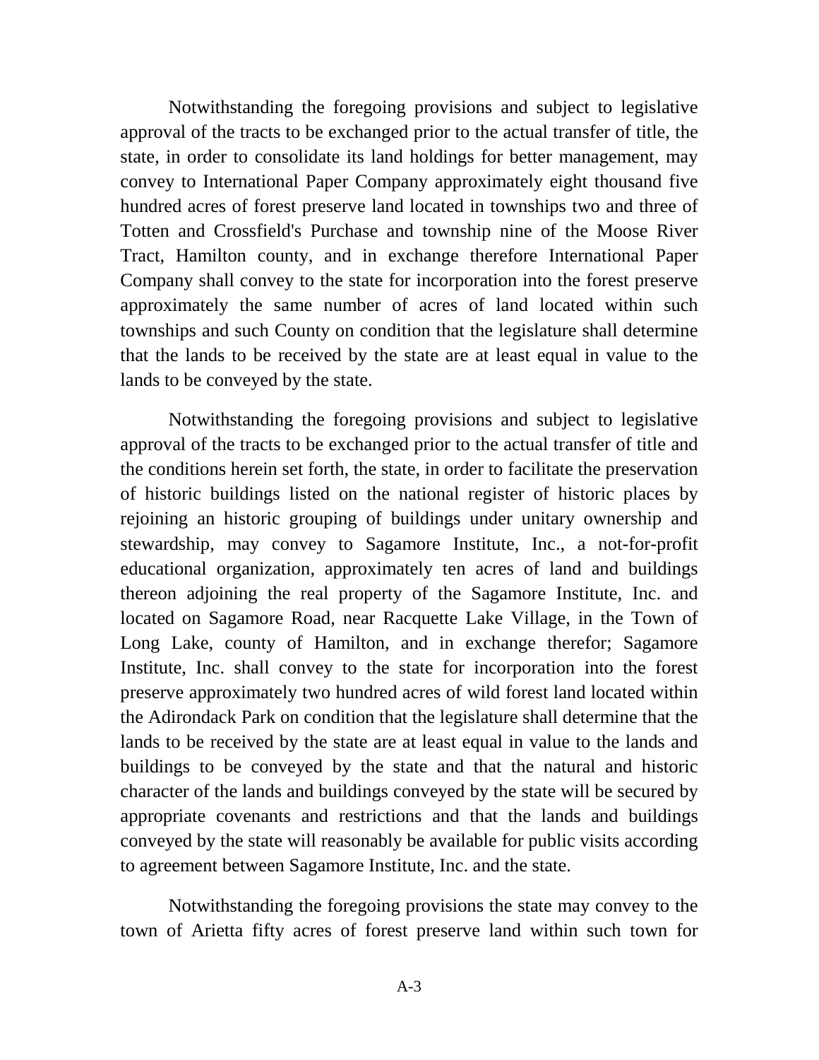Notwithstanding the foregoing provisions and subject to legislative approval of the tracts to be exchanged prior to the actual transfer of title, the state, in order to consolidate its land holdings for better management, may convey to International Paper Company approximately eight thousand five hundred acres of forest preserve land located in townships two and three of Totten and Crossfield's Purchase and township nine of the Moose River Tract, Hamilton county, and in exchange therefore International Paper Company shall convey to the state for incorporation into the forest preserve approximately the same number of acres of land located within such townships and such County on condition that the legislature shall determine that the lands to be received by the state are at least equal in value to the lands to be conveyed by the state.

Notwithstanding the foregoing provisions and subject to legislative approval of the tracts to be exchanged prior to the actual transfer of title and the conditions herein set forth, the state, in order to facilitate the preservation of historic buildings listed on the national register of historic places by rejoining an historic grouping of buildings under unitary ownership and stewardship, may convey to Sagamore Institute, Inc., a not-for-profit educational organization, approximately ten acres of land and buildings thereon adjoining the real property of the Sagamore Institute, Inc. and located on Sagamore Road, near Racquette Lake Village, in the Town of Long Lake, county of Hamilton, and in exchange therefor; Sagamore Institute, Inc. shall convey to the state for incorporation into the forest preserve approximately two hundred acres of wild forest land located within the Adirondack Park on condition that the legislature shall determine that the lands to be received by the state are at least equal in value to the lands and buildings to be conveyed by the state and that the natural and historic character of the lands and buildings conveyed by the state will be secured by appropriate covenants and restrictions and that the lands and buildings conveyed by the state will reasonably be available for public visits according to agreement between Sagamore Institute, Inc. and the state.

Notwithstanding the foregoing provisions the state may convey to the town of Arietta fifty acres of forest preserve land within such town for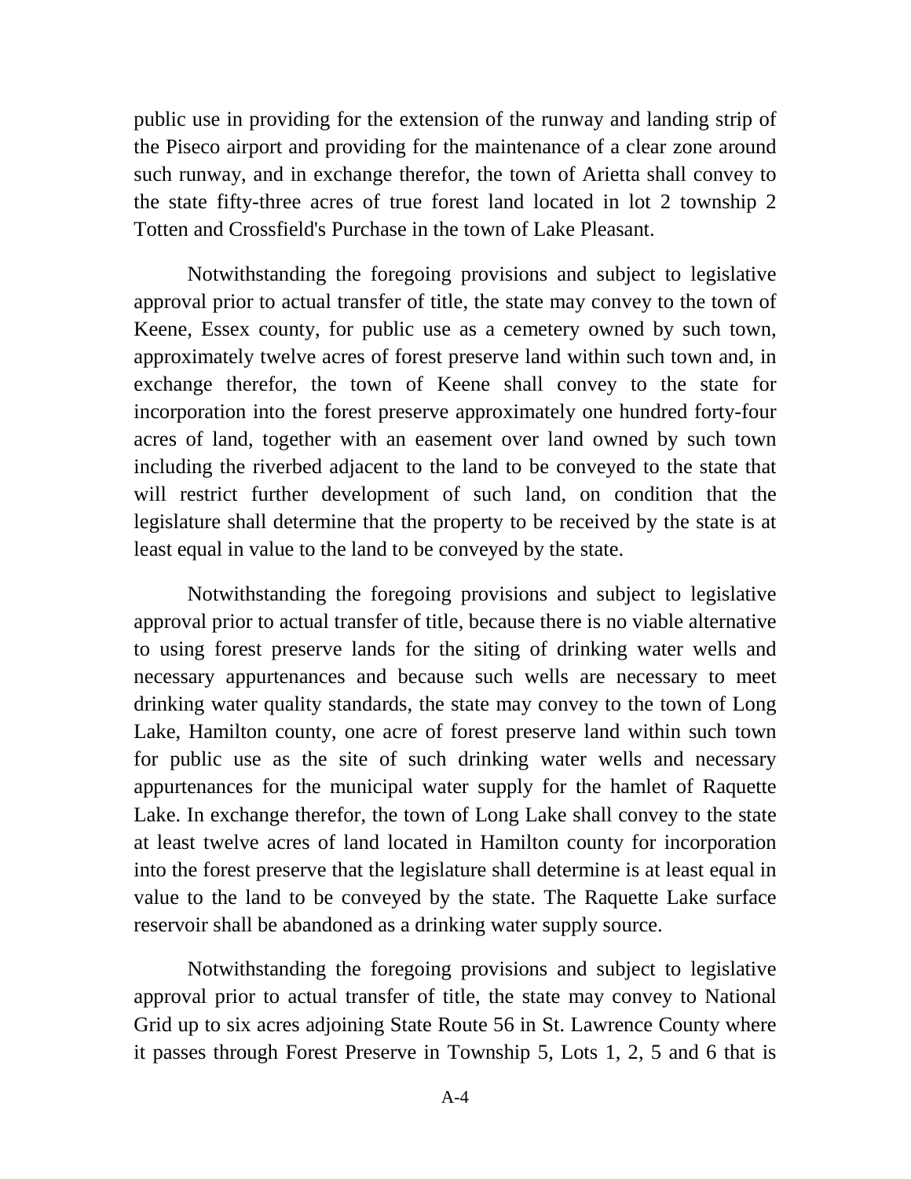public use in providing for the extension of the runway and landing strip of the Piseco airport and providing for the maintenance of a clear zone around such runway, and in exchange therefor, the town of Arietta shall convey to the state fifty-three acres of true forest land located in lot 2 township 2 Totten and Crossfield's Purchase in the town of Lake Pleasant.

Notwithstanding the foregoing provisions and subject to legislative approval prior to actual transfer of title, the state may convey to the town of Keene, Essex county, for public use as a cemetery owned by such town, approximately twelve acres of forest preserve land within such town and, in exchange therefor, the town of Keene shall convey to the state for incorporation into the forest preserve approximately one hundred forty-four acres of land, together with an easement over land owned by such town including the riverbed adjacent to the land to be conveyed to the state that will restrict further development of such land, on condition that the legislature shall determine that the property to be received by the state is at least equal in value to the land to be conveyed by the state.

Notwithstanding the foregoing provisions and subject to legislative approval prior to actual transfer of title, because there is no viable alternative to using forest preserve lands for the siting of drinking water wells and necessary appurtenances and because such wells are necessary to meet drinking water quality standards, the state may convey to the town of Long Lake, Hamilton county, one acre of forest preserve land within such town for public use as the site of such drinking water wells and necessary appurtenances for the municipal water supply for the hamlet of Raquette Lake. In exchange therefor, the town of Long Lake shall convey to the state at least twelve acres of land located in Hamilton county for incorporation into the forest preserve that the legislature shall determine is at least equal in value to the land to be conveyed by the state. The Raquette Lake surface reservoir shall be abandoned as a drinking water supply source.

Notwithstanding the foregoing provisions and subject to legislative approval prior to actual transfer of title, the state may convey to National Grid up to six acres adjoining State Route 56 in St. Lawrence County where it passes through Forest Preserve in Township 5, Lots 1, 2, 5 and 6 that is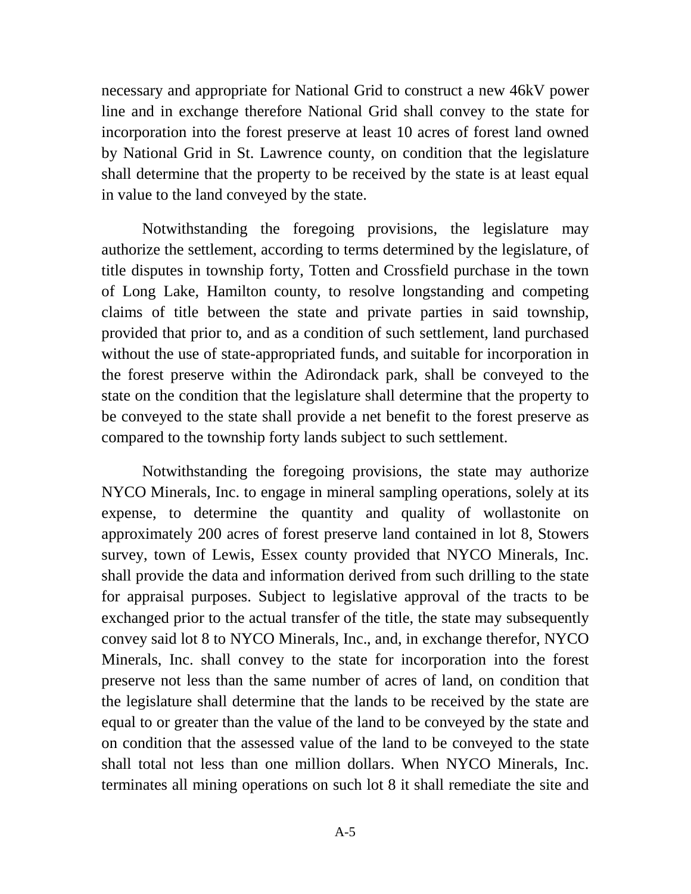necessary and appropriate for National Grid to construct a new 46kV power line and in exchange therefore National Grid shall convey to the state for incorporation into the forest preserve at least 10 acres of forest land owned by National Grid in St. Lawrence county, on condition that the legislature shall determine that the property to be received by the state is at least equal in value to the land conveyed by the state.

Notwithstanding the foregoing provisions, the legislature may authorize the settlement, according to terms determined by the legislature, of title disputes in township forty, Totten and Crossfield purchase in the town of Long Lake, Hamilton county, to resolve longstanding and competing claims of title between the state and private parties in said township, provided that prior to, and as a condition of such settlement, land purchased without the use of state-appropriated funds, and suitable for incorporation in the forest preserve within the Adirondack park, shall be conveyed to the state on the condition that the legislature shall determine that the property to be conveyed to the state shall provide a net benefit to the forest preserve as compared to the township forty lands subject to such settlement.

Notwithstanding the foregoing provisions, the state may authorize NYCO Minerals, Inc. to engage in mineral sampling operations, solely at its expense, to determine the quantity and quality of wollastonite on approximately 200 acres of forest preserve land contained in lot 8, Stowers survey, town of Lewis, Essex county provided that NYCO Minerals, Inc. shall provide the data and information derived from such drilling to the state for appraisal purposes. Subject to legislative approval of the tracts to be exchanged prior to the actual transfer of the title, the state may subsequently convey said lot 8 to NYCO Minerals, Inc., and, in exchange therefor, NYCO Minerals, Inc. shall convey to the state for incorporation into the forest preserve not less than the same number of acres of land, on condition that the legislature shall determine that the lands to be received by the state are equal to or greater than the value of the land to be conveyed by the state and on condition that the assessed value of the land to be conveyed to the state shall total not less than one million dollars. When NYCO Minerals, Inc. terminates all mining operations on such lot 8 it shall remediate the site and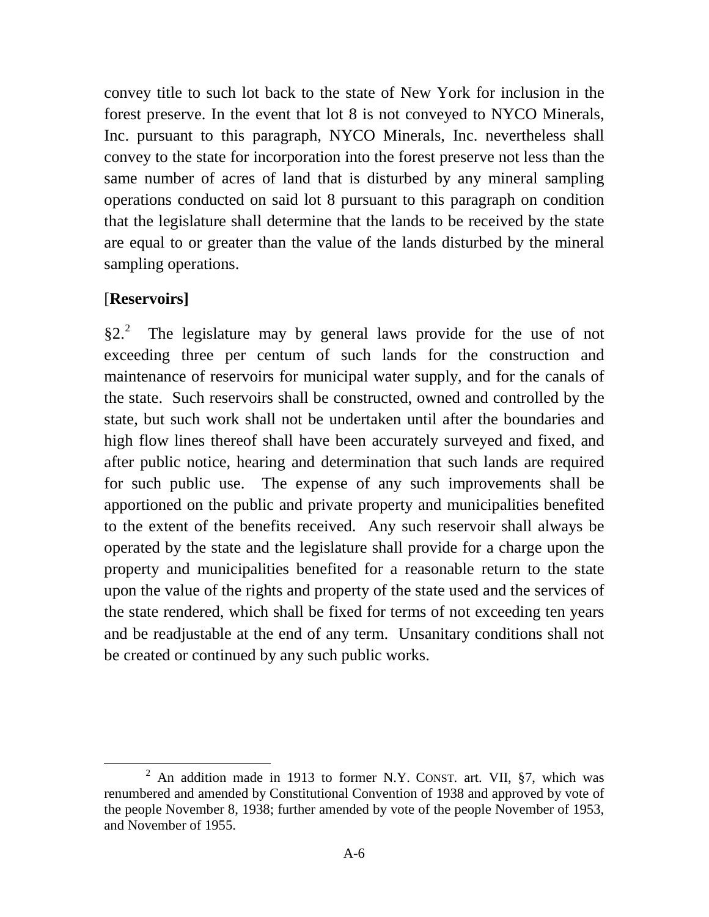convey title to such lot back to the state of New York for inclusion in the forest preserve. In the event that lot 8 is not conveyed to NYCO Minerals, Inc. pursuant to this paragraph, NYCO Minerals, Inc. nevertheless shall convey to the state for incorporation into the forest preserve not less than the same number of acres of land that is disturbed by any mineral sampling operations conducted on said lot 8 pursuant to this paragraph on condition that the legislature shall determine that the lands to be received by the state are equal to or greater than the value of the lands disturbed by the mineral sampling operations.

[**Reservoirs]**

§2.[2] The legislature may by general laws provide for the use of not exceeding three per centum of such lands for the construction and maintenance of reservoirs for municipal water supply, and for the canals of the state. Such reservoirs shall be constructed, owned and controlled by the state, but such work shall not be undertaken until after the boundaries and high flow lines thereof shall have been accurately surveyed and fixed, and after public notice, hearing and determination that such lands are required for such public use. The expense of any such improvements shall be apportioned on the public and private property and municipalities benefited to the extent of the benefits received. Any such reservoir shall always be operated by the state and the legislature shall provide for a charge upon the property and municipalities benefited for a reasonable return to the state upon the value of the rights and property of the state used and the services of the state rendered, which shall be fixed for terms of not exceeding ten years and be readjustable at the end of any term. Unsanitary conditions shall not be created or continued by any such public works.

[2] An addition made in 1913 to former N.Y. CONST. art. VII, §7, which was renumbered and amended by Constitutional Convention of 1938 and approved by vote of the people November 8, 1938; further amended by vote of the people November of 1953, and November of 1955.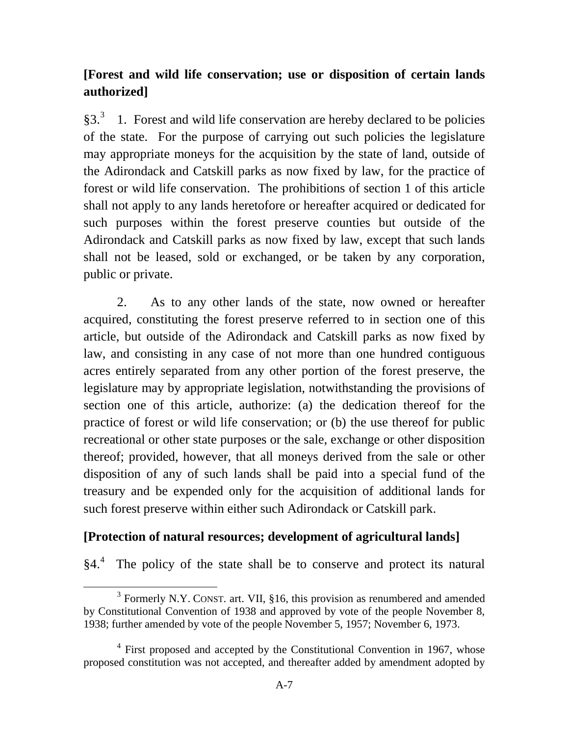**[Forest and wild life conservation; use or disposition of certain lands authorized]**

§3.[3] 1. Forest and wild life conservation are hereby declared to be policies of the state. For the purpose of carrying out such policies the legislature may appropriate moneys for the acquisition by the state of land, outside of the Adirondack and Catskill parks as now fixed by law, for the practice of forest or wild life conservation. The prohibitions of section 1 of this article shall not apply to any lands heretofore or hereafter acquired or dedicated for such purposes within the forest preserve counties but outside of the Adirondack and Catskill parks as now fixed by law, except that such lands shall not be leased, sold or exchanged, or be taken by any corporation, public or private.

2. As to any other lands of the state, now owned or hereafter acquired, constituting the forest preserve referred to in section one of this article, but outside of the Adirondack and Catskill parks as now fixed by law, and consisting in any case of not more than one hundred contiguous acres entirely separated from any other portion of the forest preserve, the legislature may by appropriate legislation, notwithstanding the provisions of section one of this article, authorize: (a) the dedication thereof for the practice of forest or wild life conservation; or (b) the use thereof for public recreational or other state purposes or the sale, exchange or other disposition thereof; provided, however, that all moneys derived from the sale or other disposition of any of such lands shall be paid into a special fund of the treasury and be expended only for the acquisition of additional lands for such forest preserve within either such Adirondack or Catskill park.

**[Protection of natural resources; development of agricultural lands]**

§4.[4] The policy of the state shall be to conserve and protect its natural

---

[3] Formerly N.Y. CONST. art. VII, §16, this provision as renumbered and amended by Constitutional Convention of 1938 and approved by vote of the people November 8, 1938; further amended by vote of the people November 5, 1957; November 6, 1973.

[4] First proposed and accepted by the Constitutional Convention in 1967, whose proposed constitution was not accepted, and thereafter added by amendment adopted by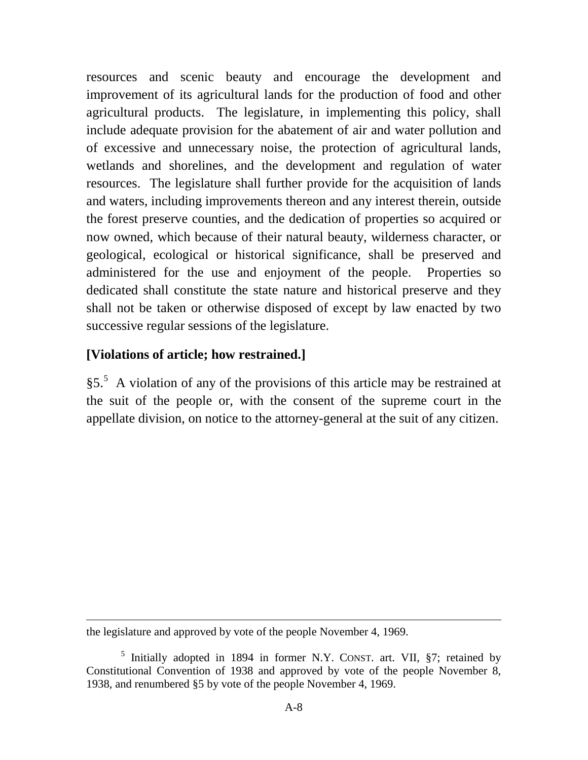resources and scenic beauty and encourage the development and improvement of its agricultural lands for the production of food and other agricultural products. The legislature, in implementing this policy, shall include adequate provision for the abatement of air and water pollution and of excessive and unnecessary noise, the protection of agricultural lands, wetlands and shorelines, and the development and regulation of water resources. The legislature shall further provide for the acquisition of lands and waters, including improvements thereon and any interest therein, outside the forest preserve counties, and the dedication of properties so acquired or now owned, which because of their natural beauty, wilderness character, or geological, ecological or historical significance, shall be preserved and administered for the use and enjoyment of the people. Properties so dedicated shall constitute the state nature and historical preserve and they shall not be taken or otherwise disposed of except by law enacted by two successive regular sessions of the legislature.

**[Violations of article; how restrained.]**

§5.[5] A violation of any of the provisions of this article may be restrained at the suit of the people or, with the consent of the supreme court in the appellate division, on notice to the attorney-general at the suit of any citizen.

---

the legislature and approved by vote of the people November 4, 1969.

[5] Initially adopted in 1894 in former N.Y. CONST. art. VII, §7; retained by Constitutional Convention of 1938 and approved by vote of the people November 8, 1938, and renumbered §5 by vote of the people November 4, 1969.